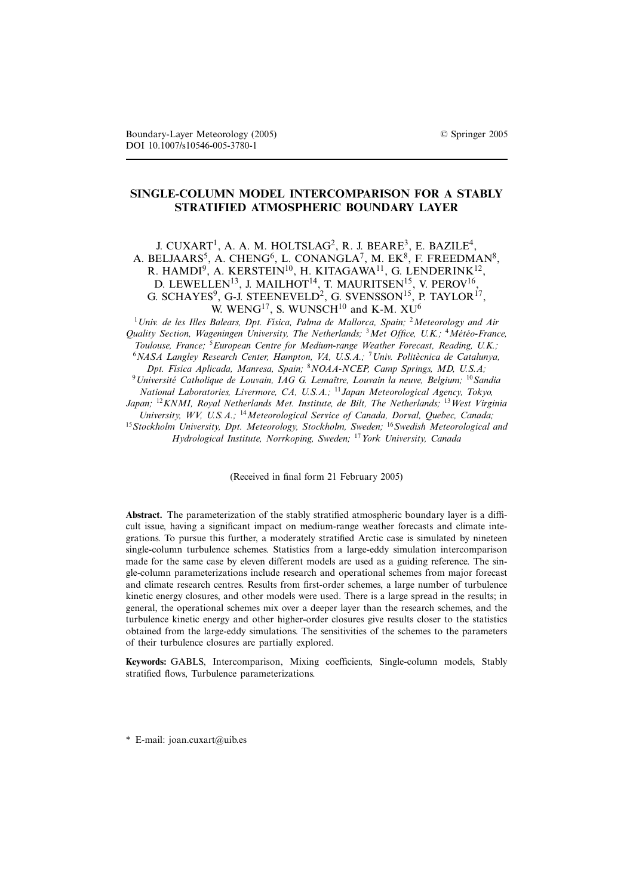Boundary-Layer Meteorology (2005) © Springer 2005
DOI 10.1007/s10546-005-3780-1

# SINGLE-COLUMN MODEL INTERCOMPARISON FOR A STABLY STRATIFIED ATMOSPHERIC BOUNDARY LAYER

J. CUXART[1], A. A. M. HOLTSLAG[2], R. J. BEARE[3], E. BAZILE[4], A. BELJAARS[5], A. CHENG[6], L. CONANGLA[7], M. EK[8], F. FREEDMAN[8], R. HAMDI[9], A. KERSTEIN[10], H. KITAGAWA[11], G. LENDERINK[12], D. LEWELLEN[13], J. MAILHOT[14], T. MAURITSEN[15], V. PEROV[16], G. SCHAYES[9], G-J. STEENEVELD[2], G. SVENSSON[15], P. TAYLOR[17], W. WENG[17], S. WUNSCH[10] and K-M. XU[6]

[1] *Univ. de les Illes Balears, Dpt. Física, Palma de Mallorca, Spain;* [2] *Meteorology and Air Quality Section, Wageningen University, The Netherlands;* [3] *Met Office, U.K.;* [4] *Météo-France, Toulouse, France;* [5] *European Centre for Medium-range Weather Forecast, Reading, U.K.;* [6] *NASA Langley Research Center, Hampton, VA, U.S.A.;* [7] *Univ. Politècnica de Catalunya, Dpt. Fisica Aplicada, Manresa, Spain;* [8] *NOAA-NCEP, Camp Springs, MD, U.S.A;* [9] *Université Catholique de Louvain, IAG G. Lemaître, Louvain la neuve, Belgium;* [10] *Sandia National Laboratories, Livermore, CA, U.S.A.;* [11] *Japan Meteorological Agency, Tokyo, Japan;* [12] *KNMI, Royal Netherlands Met. Institute, de Bilt, The Netherlands;* [13] *West Virginia University, WV, U.S.A.;* [14] *Meteorological Service of Canada, Dorval, Quebec, Canada;* [15] *Stockholm University, Dpt. Meteorology, Stockholm, Sweden;* [16] *Swedish Meteorological and Hydrological Institute, Norrkoping, Sweden;* [17] *York University, Canada*

(Received in final form 21 February 2005)

**Abstract.** The parameterization of the stably stratified atmospheric boundary layer is a difficult issue, having a significant impact on medium-range weather forecasts and climate integrations. To pursue this further, a moderately stratified Arctic case is simulated by nineteen single-column turbulence schemes. Statistics from a large-eddy simulation intercomparison made for the same case by eleven different models are used as a guiding reference. The single-column parameterizations include research and operational schemes from major forecast and climate research centres. Results from first-order schemes, a large number of turbulence kinetic energy closures, and other models were used. There is a large spread in the results; in general, the operational schemes mix over a deeper layer than the research schemes, and the turbulence kinetic energy and other higher-order closures give results closer to the statistics obtained from the large-eddy simulations. The sensitivities of the schemes to the parameters of their turbulence closures are partially explored.

**Keywords:** GABLS, Intercomparison, Mixing coefficients, Single-column models, Stably stratified flows, Turbulence parameterizations.

\* E-mail: joan.cuxart@uib.es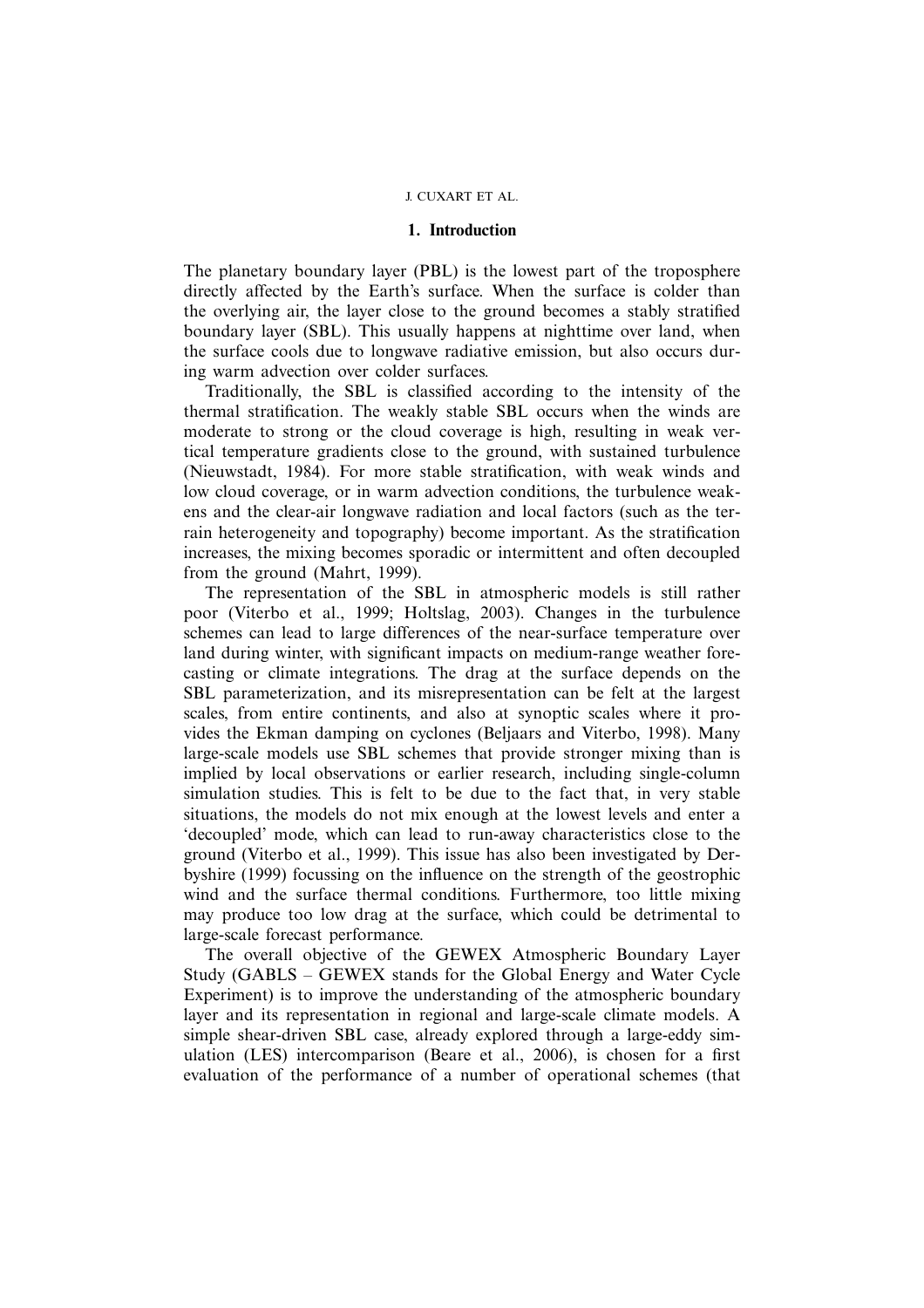## 1. Introduction

The planetary boundary layer (PBL) is the lowest part of the troposphere directly affected by the Earth's surface. When the surface is colder than the overlying air, the layer close to the ground becomes a stably stratified boundary layer (SBL). This usually happens at nighttime over land, when the surface cools due to longwave radiative emission, but also occurs during warm advection over colder surfaces.

Traditionally, the SBL is classified according to the intensity of the thermal stratification. The weakly stable SBL occurs when the winds are moderate to strong or the cloud coverage is high, resulting in weak vertical temperature gradients close to the ground, with sustained turbulence (Nieuwstadt, 1984). For more stable stratification, with weak winds and low cloud coverage, or in warm advection conditions, the turbulence weakens and the clear-air longwave radiation and local factors (such as the terrain heterogeneity and topography) become important. As the stratification increases, the mixing becomes sporadic or intermittent and often decoupled from the ground (Mahrt, 1999).

The representation of the SBL in atmospheric models is still rather poor (Viterbo et al., 1999; Holtslag, 2003). Changes in the turbulence schemes can lead to large differences of the near-surface temperature over land during winter, with significant impacts on medium-range weather forecasting or climate integrations. The drag at the surface depends on the SBL parameterization, and its misrepresentation can be felt at the largest scales, from entire continents, and also at synoptic scales where it provides the Ekman damping on cyclones (Beljaars and Viterbo, 1998). Many large-scale models use SBL schemes that provide stronger mixing than is implied by local observations or earlier research, including single-column simulation studies. This is felt to be due to the fact that, in very stable situations, the models do not mix enough at the lowest levels and enter a 'decoupled' mode, which can lead to run-away characteristics close to the ground (Viterbo et al., 1999). This issue has also been investigated by Derbyshire (1999) focussing on the influence on the strength of the geostrophic wind and the surface thermal conditions. Furthermore, too little mixing may produce too low drag at the surface, which could be detrimental to large-scale forecast performance.

The overall objective of the GEWEX Atmospheric Boundary Layer Study (GABLS – GEWEX stands for the Global Energy and Water Cycle Experiment) is to improve the understanding of the atmospheric boundary layer and its representation in regional and large-scale climate models. A simple shear-driven SBL case, already explored through a large-eddy simulation (LES) intercomparison (Beare et al., 2006), is chosen for a first evaluation of the performance of a number of operational schemes (that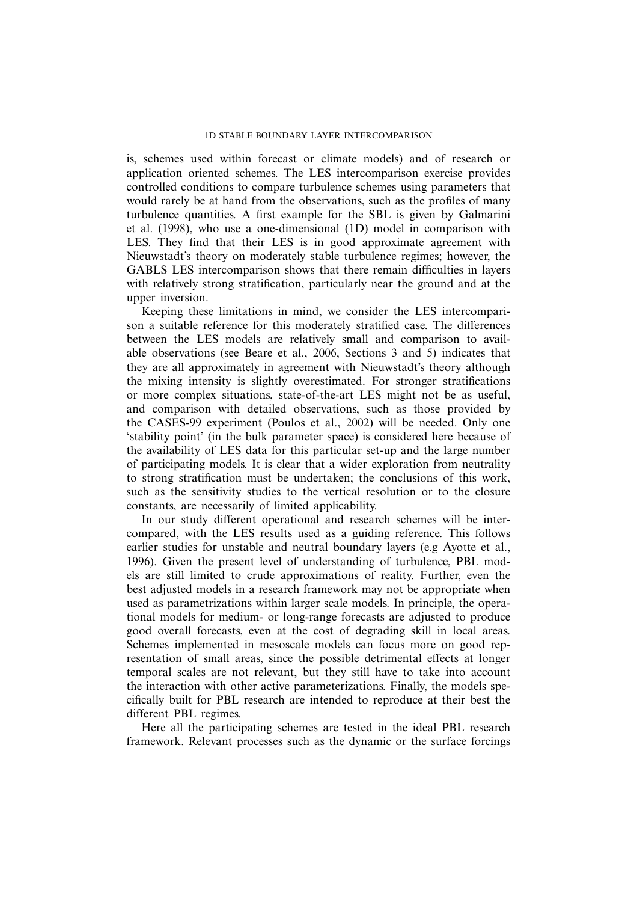is, schemes used within forecast or climate models) and of research or application oriented schemes. The LES intercomparison exercise provides controlled conditions to compare turbulence schemes using parameters that would rarely be at hand from the observations, such as the profiles of many turbulence quantities. A first example for the SBL is given by Galmarini et al. (1998), who use a one-dimensional (1D) model in comparison with LES. They find that their LES is in good approximate agreement with Nieuwstadt's theory on moderately stable turbulence regimes; however, the GABLS LES intercomparison shows that there remain difficulties in layers with relatively strong stratification, particularly near the ground and at the upper inversion.

Keeping these limitations in mind, we consider the LES intercomparison a suitable reference for this moderately stratified case. The differences between the LES models are relatively small and comparison to available observations (see Beare et al., 2006, Sections 3 and 5) indicates that they are all approximately in agreement with Nieuwstadt's theory although the mixing intensity is slightly overestimated. For stronger stratifications or more complex situations, state-of-the-art LES might not be as useful, and comparison with detailed observations, such as those provided by the CASES-99 experiment (Poulos et al., 2002) will be needed. Only one 'stability point' (in the bulk parameter space) is considered here because of the availability of LES data for this particular set-up and the large number of participating models. It is clear that a wider exploration from neutrality to strong stratification must be undertaken; the conclusions of this work, such as the sensitivity studies to the vertical resolution or to the closure constants, are necessarily of limited applicability.

In our study different operational and research schemes will be intercompared, with the LES results used as a guiding reference. This follows earlier studies for unstable and neutral boundary layers (e.g Ayotte et al., 1996). Given the present level of understanding of turbulence, PBL models are still limited to crude approximations of reality. Further, even the best adjusted models in a research framework may not be appropriate when used as parametrizations within larger scale models. In principle, the operational models for medium- or long-range forecasts are adjusted to produce good overall forecasts, even at the cost of degrading skill in local areas. Schemes implemented in mesoscale models can focus more on good representation of small areas, since the possible detrimental effects at longer temporal scales are not relevant, but they still have to take into account the interaction with other active parameterizations. Finally, the models specifically built for PBL research are intended to reproduce at their best the different PBL regimes.

Here all the participating schemes are tested in the ideal PBL research framework. Relevant processes such as the dynamic or the surface forcings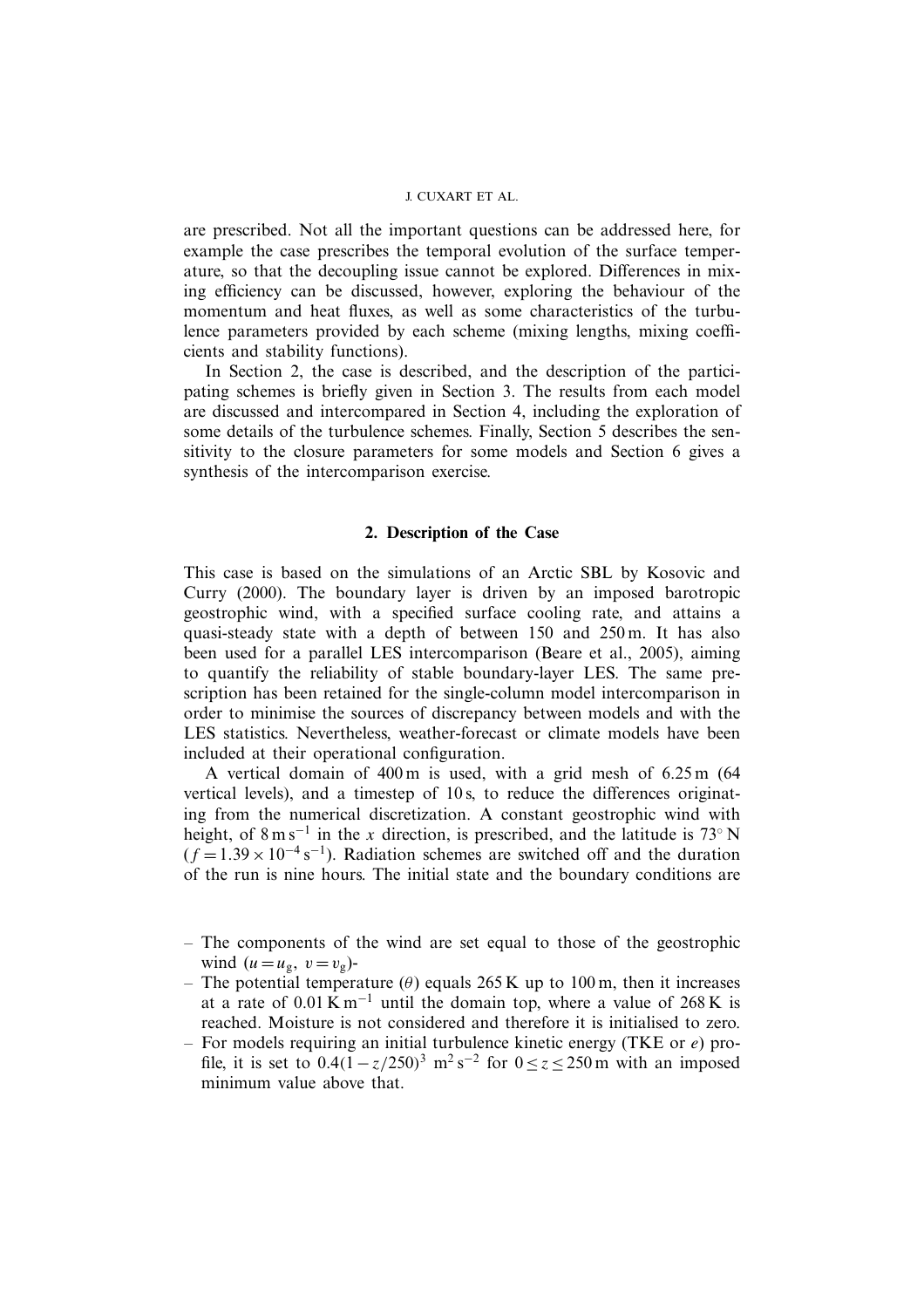are prescribed. Not all the important questions can be addressed here, for example the case prescribes the temporal evolution of the surface temperature, so that the decoupling issue cannot be explored. Differences in mixing efficiency can be discussed, however, exploring the behaviour of the momentum and heat fluxes, as well as some characteristics of the turbulence parameters provided by each scheme (mixing lengths, mixing coefficients and stability functions).

In Section 2, the case is described, and the description of the participating schemes is briefly given in Section 3. The results from each model are discussed and intercompared in Section 4, including the exploration of some details of the turbulence schemes. Finally, Section 5 describes the sensitivity to the closure parameters for some models and Section 6 gives a synthesis of the intercomparison exercise.

## 2. Description of the Case

This case is based on the simulations of an Arctic SBL by Kosovic and Curry (2000). The boundary layer is driven by an imposed barotropic geostrophic wind, with a specified surface cooling rate, and attains a quasi-steady state with a depth of between 150 and 250 m. It has also been used for a parallel LES intercomparison (Beare et al., 2005), aiming to quantify the reliability of stable boundary-layer LES. The same prescription has been retained for the single-column model intercomparison in order to minimise the sources of discrepancy between models and with the LES statistics. Nevertheless, weather-forecast or climate models have been included at their operational configuration.

A vertical domain of 400 m is used, with a grid mesh of 6.25 m (64 vertical levels), and a timestep of 10 s, to reduce the differences originating from the numerical discretization. A constant geostrophic wind with height, of $8\,\mathrm{m\,s^{-1}}$ in the $x$ direction, is prescribed, and the latitude is 73° N ($f = 1.39 \times 10^{-4}\,\mathrm{s^{-1}}$). Radiation schemes are switched off and the duration of the run is nine hours. The initial state and the boundary conditions are

- The components of the wind are set equal to those of the geostrophic wind ($u = u_g$, $v = v_g$)-
- The potential temperature ($\theta$) equals 265 K up to 100 m, then it increases at a rate of $0.01\,\mathrm{K\,m^{-1}}$ until the domain top, where a value of 268 K is reached. Moisture is not considered and therefore it is initialised to zero.
- For models requiring an initial turbulence kinetic energy (TKE or $e$) profile, it is set to $0.4(1 - z/250)^3\ \mathrm{m^2\,s^{-2}}$ for $0 \le z \le 250\,\mathrm{m}$ with an imposed minimum value above that.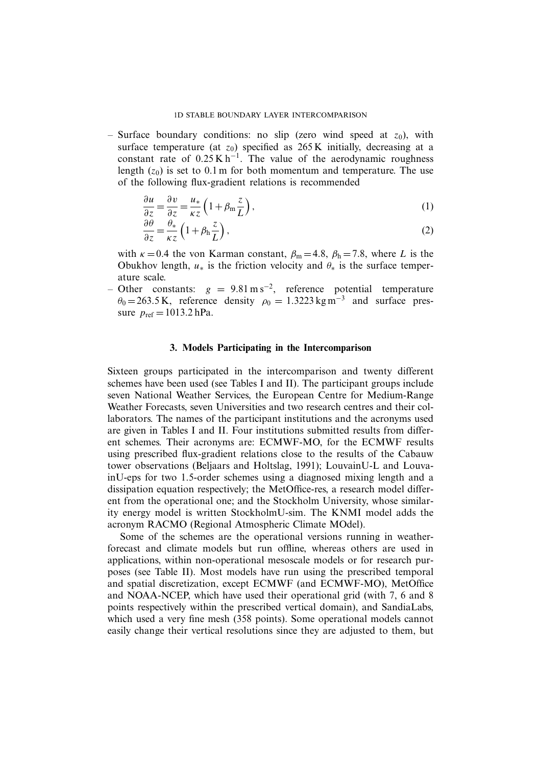– Surface boundary conditions: no slip (zero wind speed at $z_0$), with surface temperature (at $z_0$) specified as 265 K initially, decreasing at a constant rate of $0.25\,\mathrm{K\,h^{-1}}$. The value of the aerodynamic roughness length ($z_0$) is set to 0.1 m for both momentum and temperature. The use of the following flux-gradient relations is recommended

$$\frac{\partial u}{\partial z} = \frac{\partial v}{\partial z} = \frac{u_*}{\kappa z}\left(1 + \beta_{\mathrm{m}}\frac{z}{L}\right), \tag{1}$$

$$\frac{\partial \theta}{\partial z} = \frac{\theta_*}{\kappa z}\left(1 + \beta_{\mathrm{h}}\frac{z}{L}\right), \tag{2}$$

with $\kappa = 0.4$ the von Karman constant, $\beta_{\mathrm{m}} = 4.8$, $\beta_{\mathrm{h}} = 7.8$, where $L$ is the Obukhov length, $u_*$ is the friction velocity and $\theta_*$ is the surface temperature scale.

– Other constants: $g = 9.81\,\mathrm{m\,s^{-2}}$, reference potential temperature $\theta_0 = 263.5\,\mathrm{K}$, reference density $\rho_0 = 1.3223\,\mathrm{kg\,m^{-3}}$ and surface pressure $p_{\mathrm{ref}} = 1013.2\,\mathrm{hPa}$.

### 3. Models Participating in the Intercomparison

Sixteen groups participated in the intercomparison and twenty different schemes have been used (see Tables I and II). The participant groups include seven National Weather Services, the European Centre for Medium-Range Weather Forecasts, seven Universities and two research centres and their collaborators. The names of the participant institutions and the acronyms used are given in Tables I and II. Four institutions submitted results from different schemes. Their acronyms are: ECMWF-MO, for the ECMWF results using prescribed flux-gradient relations close to the results of the Cabauw tower observations (Beljaars and Holtslag, 1991); LouvainU-L and LouvainU-eps for two 1.5-order schemes using a diagnosed mixing length and a dissipation equation respectively; the MetOffice-res, a research model different from the operational one; and the Stockholm University, whose similarity energy model is written StockholmU-sim. The KNMI model adds the acronym RACMO (Regional Atmospheric Climate MOdel).

Some of the schemes are the operational versions running in weather-forecast and climate models but run offline, whereas others are used in applications, within non-operational mesoscale models or for research purposes (see Table II). Most models have run using the prescribed temporal and spatial discretization, except ECMWF (and ECMWF-MO), MetOffice and NOAA-NCEP, which have used their operational grid (with 7, 6 and 8 points respectively within the prescribed vertical domain), and SandiaLabs, which used a very fine mesh (358 points). Some operational models cannot easily change their vertical resolutions since they are adjusted to them, but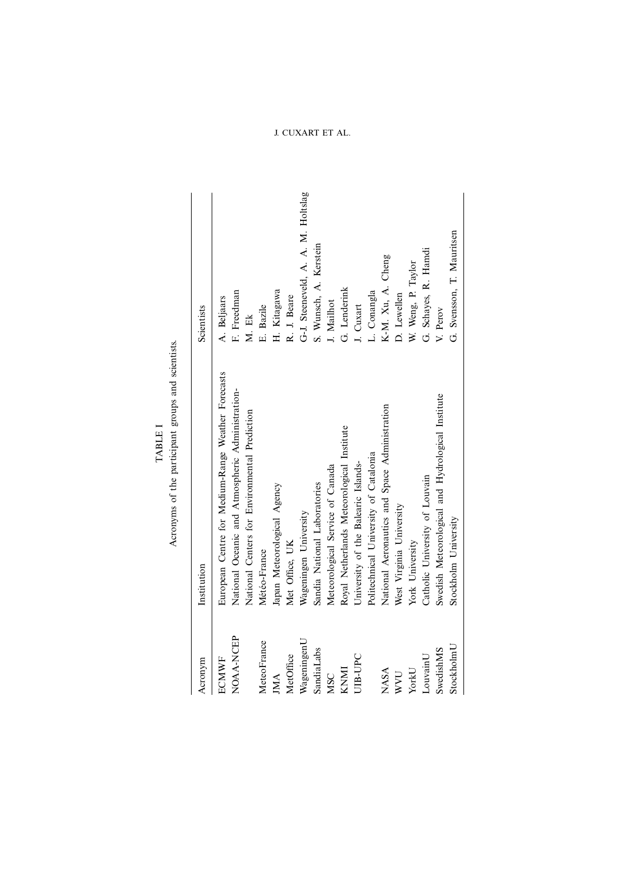TABLE I

Acronyms of the participant groups and scientists.

| Acronym | Institution | Scientists |
|---|---|---|
| ECMWF | European Centre for Medium-Range Weather Forecasts | A. Beljaars |
| NOAA-NCEP | National Oceanic and Atmospheric Administration-<br>National Centers for Environmental Prediction | F. Freedman<br>M. Ek |
| MeteoFrance | Météo-France | E. Bazile |
| JMA | Japan Meteorological Agency | H. Kitagawa |
| MetOffice | Met Office, UK | R. J. Beare |
| WageningenU | Wageningen University | G-J. Steeneveld, A. A. M. Holtslag |
| SandiaLabs | Sandia National Laboratories | S. Wunsch, A. Kerstein |
| MSC | Meteorological Service of Canada | J. Mailhot |
| KNMI | Royal Netherlands Meteorological Institute | G. Lenderink |
| UIB-UPC | University of the Balearic Islands-<br>Politechnical University of Catalonia | J. Cuxart<br>L. Conangla |
| NASA | National Aeronautics and Space Administration | K-M. Xu, A. Cheng |
| WVU | West Virginia University | D. Lewellen |
| YorkU | York University | W. Weng, P. Taylor |
| LouvainU | Catholic University of Louvain | G. Schayes, R. Hamdi |
| SwedishMS | Swedish Meteorological and Hydrological Institute | V. Perov |
| StockholmU | Stockholm University | G. Svensson, T. Mauritsen |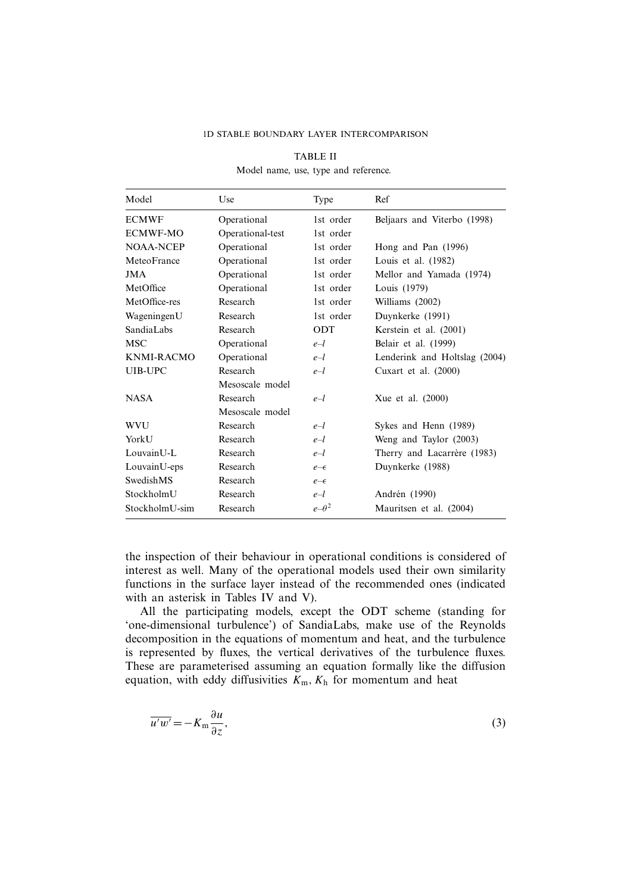TABLE II

Model name, use, type and reference.

| Model | Use | Type | Ref |
|---|---|---|---|
| ECMWF | Operational | 1st order | Beljaars and Viterbo (1998) |
| ECMWF-MO | Operational-test | 1st order | |
| NOAA-NCEP | Operational | 1st order | Hong and Pan (1996) |
| MeteoFrance | Operational | 1st order | Louis et al. (1982) |
| JMA | Operational | 1st order | Mellor and Yamada (1974) |
| MetOffice | Operational | 1st order | Louis (1979) |
| MetOffice-res | Research | 1st order | Williams (2002) |
| WageningenU | Research | 1st order | Duynkerke (1991) |
| SandiaLabs | Research | ODT | Kerstein et al. (2001) |
| MSC | Operational | $e$–$l$ | Belair et al. (1999) |
| KNMI-RACMO | Operational | $e$–$l$ | Lenderink and Holtslag (2004) |
| UIB-UPC | Research<br>Mesoscale model | $e$–$l$ | Cuxart et al. (2000) |
| NASA | Research<br>Mesoscale model | $e$–$l$ | Xue et al. (2000) |
| WVU | Research | $e$–$l$ | Sykes and Henn (1989) |
| YorkU | Research | $e$–$l$ | Weng and Taylor (2003) |
| LouvainU-L | Research | $e$–$l$ | Therry and Lacarrère (1983) |
| LouvainU-eps | Research | $e$–$\epsilon$ | Duynkerke (1988) |
| SwedishMS | Research | $e$–$\epsilon$ | |
| StockholmU | Research | $e$–$l$ | Andrén (1990) |
| StockholmU-sim | Research | $e$–$\theta^2$ | Mauritsen et al. (2004) |

the inspection of their behaviour in operational conditions is considered of interest as well. Many of the operational models used their own similarity functions in the surface layer instead of the recommended ones (indicated with an asterisk in Tables IV and V).

All the participating models, except the ODT scheme (standing for 'one-dimensional turbulence') of SandiaLabs, make use of the Reynolds decomposition in the equations of momentum and heat, and the turbulence is represented by fluxes, the vertical derivatives of the turbulence fluxes. These are parameterised assuming an equation formally like the diffusion equation, with eddy diffusivities $K_m$, $K_h$ for momentum and heat

$$\overline{u'w'} = -K_m \frac{\partial u}{\partial z}, \tag{3}$$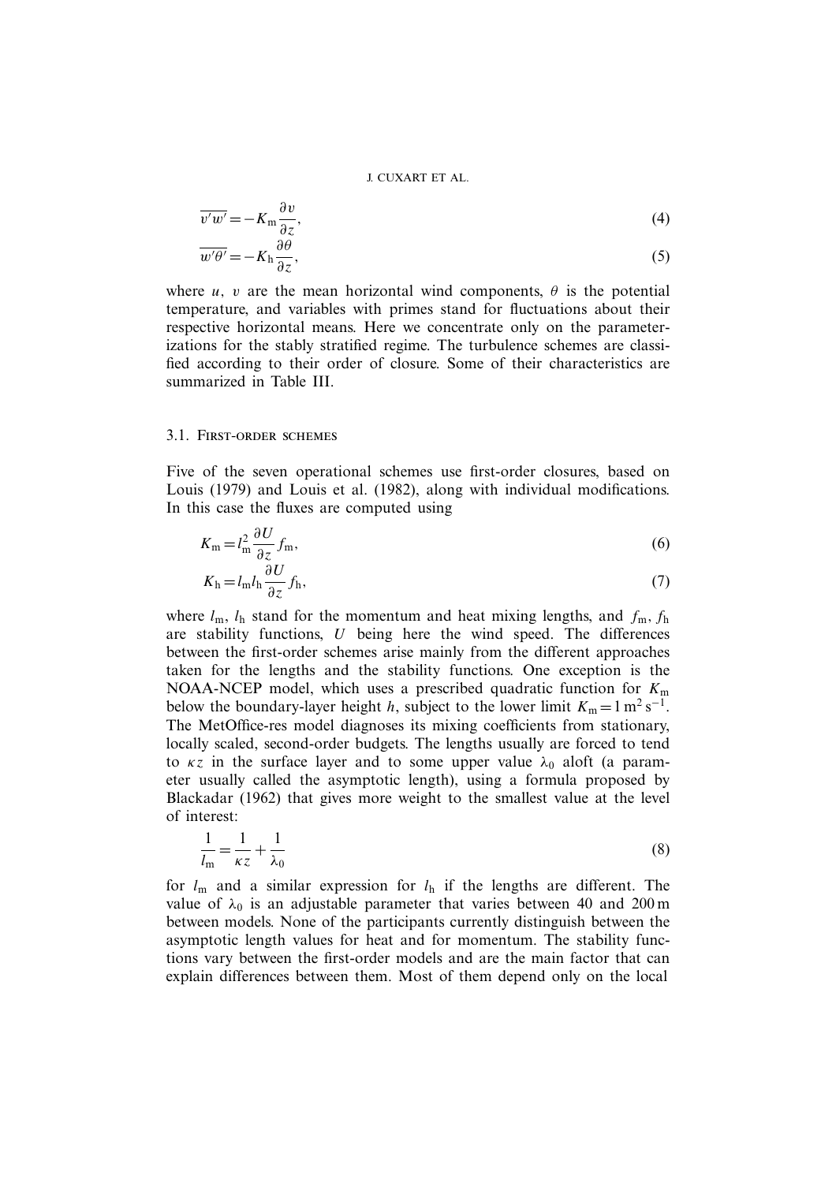$$\overline{v'w'} = -K_{\mathrm{m}} \frac{\partial v}{\partial z}, \tag{4}$$

$$\overline{w'\theta'} = -K_{\mathrm{h}} \frac{\partial \theta}{\partial z}, \tag{5}$$

where $u$, $v$ are the mean horizontal wind components, $\theta$ is the potential temperature, and variables with primes stand for fluctuations about their respective horizontal means. Here we concentrate only on the parameterizations for the stably stratified regime. The turbulence schemes are classified according to their order of closure. Some of their characteristics are summarized in Table III.

### 3.1. First-order schemes

Five of the seven operational schemes use first-order closures, based on Louis (1979) and Louis et al. (1982), along with individual modifications. In this case the fluxes are computed using

$$K_{\mathrm{m}} = l_{\mathrm{m}}^2 \frac{\partial U}{\partial z} f_{\mathrm{m}}, \tag{6}$$

$$K_{\mathrm{h}} = l_{\mathrm{m}} l_{\mathrm{h}} \frac{\partial U}{\partial z} f_{\mathrm{h}}, \tag{7}$$

where $l_{\mathrm{m}}$, $l_{\mathrm{h}}$ stand for the momentum and heat mixing lengths, and $f_{\mathrm{m}}$, $f_{\mathrm{h}}$ are stability functions, $U$ being here the wind speed. The differences between the first-order schemes arise mainly from the different approaches taken for the lengths and the stability functions. One exception is the NOAA-NCEP model, which uses a prescribed quadratic function for $K_{\mathrm{m}}$ below the boundary-layer height $h$, subject to the lower limit $K_{\mathrm{m}} = 1\ \mathrm{m^2\,s^{-1}}$. The MetOffice-res model diagnoses its mixing coefficients from stationary, locally scaled, second-order budgets. The lengths usually are forced to tend to $\kappa z$ in the surface layer and to some upper value $\lambda_0$ aloft (a parameter usually called the asymptotic length), using a formula proposed by Blackadar (1962) that gives more weight to the smallest value at the level of interest:

$$\frac{1}{l_{\mathrm{m}}} = \frac{1}{\kappa z} + \frac{1}{\lambda_0} \tag{8}$$

for $l_{\mathrm{m}}$ and a similar expression for $l_{\mathrm{h}}$ if the lengths are different. The value of $\lambda_0$ is an adjustable parameter that varies between 40 and 200 m between models. None of the participants currently distinguish between the asymptotic length values for heat and for momentum. The stability functions vary between the first-order models and are the main factor that can explain differences between them. Most of them depend only on the local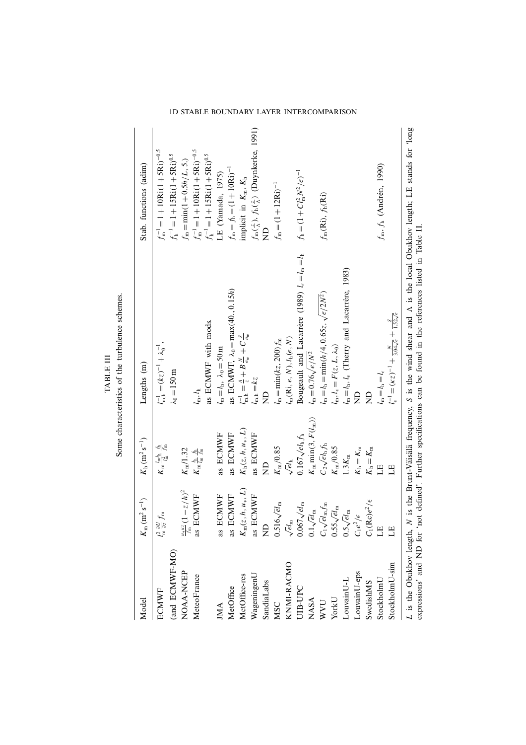TABLE III

Some characteristics of the turbulence schemes.

| Model | $K_m$ (m$^2$ s$^{-1}$) | $K_h$ (m$^2$ s$^{-1}$) | Lengths (m) | Stab. functions (adim) |
|---|---|---|---|---|
| ECMWF | $l_m^2 \frac{\partial U}{\partial z} f_m$ | $K_m \frac{l_m l_h}{l_m^2} \frac{f_h}{f_m}$ | $l_{m,h}^{-1} = (kz)^{-1} + \lambda_0^{-1}$, | $f_m^{-1} = 1 + 10\mathrm{Ri}(1+5\mathrm{Ri})^{-0.5}$ |
| (and ECMWF-MO) | | | $\lambda_0 = 150$ m | $f_h^{-1} = 1 + 15\mathrm{Ri}(1+5\mathrm{Ri})^{0.5}$ |
| NOAA-NCEP | $\frac{u_* \kappa z}{f_m}(1 - z/h)^2$ | $K_m/1.32$ | | $f_m = \min(1 + 0.5h/L, 5.)$ |
| MeteoFrance | as ECMWF | $K_m \frac{l_h}{l_m} \frac{f_h}{f_m}$ | $l_m, l_h$ | $f_m^{-1} = 1 + 10\mathrm{Ri}(1+5\mathrm{Ri})^{-0.5}$ |
| | | | as ECMWF with mods. | $f_h^{-1} = 1 + 15\mathrm{Ri}(1+5\mathrm{Ri})^{0.5}$ |
| JMA | as ECMWF | as ECMWF | $l_m = l_h$, $\lambda_0 = 50$ m | LE (Yamada, 1975) |
| MetOffice | as ECMWF | as ECMWF | as ECMWF, $\lambda_0 = \max(40., 0.15h)$ | $f_m = f_h = (1 + 10\mathrm{Ri})^{-1}$ |
| MetOffice-res | $K_m(z, h, u_*, L)$ | $K_h(z, h, u_*, L)$ | $l_{m,h}^{-1} = \frac{A}{z} + B\frac{N}{\sigma_w} + C\frac{S}{\sigma_w}$ | implicit in $K_m$, $K_h$ |
| WageningenU | as ECMWF | as ECMWF | $l_{m,h} = kz$ | $f_m(\frac{z}{\Lambda})$, $f_h(\frac{z}{\Lambda})$ (Duynkerke, 1991) |
| SandiaLabs | ND | ND | ND | ND |
| MSC | $0.516\sqrt{e} l_m$ | $K_m/0.85$ | $l_m = \min(kz, 200) f_m$ | $f_m = (1 + 12\mathrm{Ri})^{-1}$ |
| KNMI-RACMO | $\sqrt{e} l_m$ | $\sqrt{e} l_h$ | $l_m(\mathrm{Ri}, e, N), l_h(e, N)$ | |
| UIB-UPC | $0.067\sqrt{e} l_m$ | $0.167\sqrt{e} l_h f_h$ | Bougeault and Lacarrère (1989) $l_\epsilon = l_m = l_h$ | $f_h = (1 + C l_m^2 N^2/e)^{-1}$ |
| NASA | $0.1\sqrt{e} l_m$ | $K_m \min(3, F(l_m))$ | $l_m = 0.76\sqrt{e/N^2}$ | |
| WVU | $C_1\sqrt{e} l_m f_m$ | $C_2\sqrt{e} l_h f_h$ | $l_m = l_h = \min(h/4, 0.65z, \sqrt{e/2N^2})$ | $f_m(\mathrm{Ri})$, $f_h(\mathrm{Ri})$ |
| YorkU | $0.55\sqrt{e} l_m$ | $K_m/0.85$ | $l_m, l_\epsilon = F(z, L, \lambda_0)$ | |
| LouvainU-L | $0.5\sqrt{e} l_m$ | $1.3 K_m$ | $l_m = l_h, l_\epsilon$ (Therry and Lacarrère, 1983) | |
| LouvainU-eps | $C_1 e^2/\epsilon$ | $K_h = K_m$ | ND | |
| SwedishMS | $C_1(\mathrm{Re}) e^2/\epsilon$ | $K_h = K_m$ | ND | |
| StockholmU | LE | LE | $l_m = l_h = l_\epsilon$ | $f_m, f_h$ (Andrén, 1990) |
| StockholmU-sim | LE | LE | $l_\epsilon^{-1} = (\kappa z)^{-1} + \frac{N}{3.04\sqrt{e}} + \frac{S}{1.52\sqrt{e}}$ | |

$L$ is the Obukhov length, $N$ is the Brunt-Väisälä frequency, $S$ is the wind shear and $\Lambda$ is the local Obukhov length; LE stands for 'long expressions' and ND for 'not defined'. Further specifications can be found in the references listed in Table II.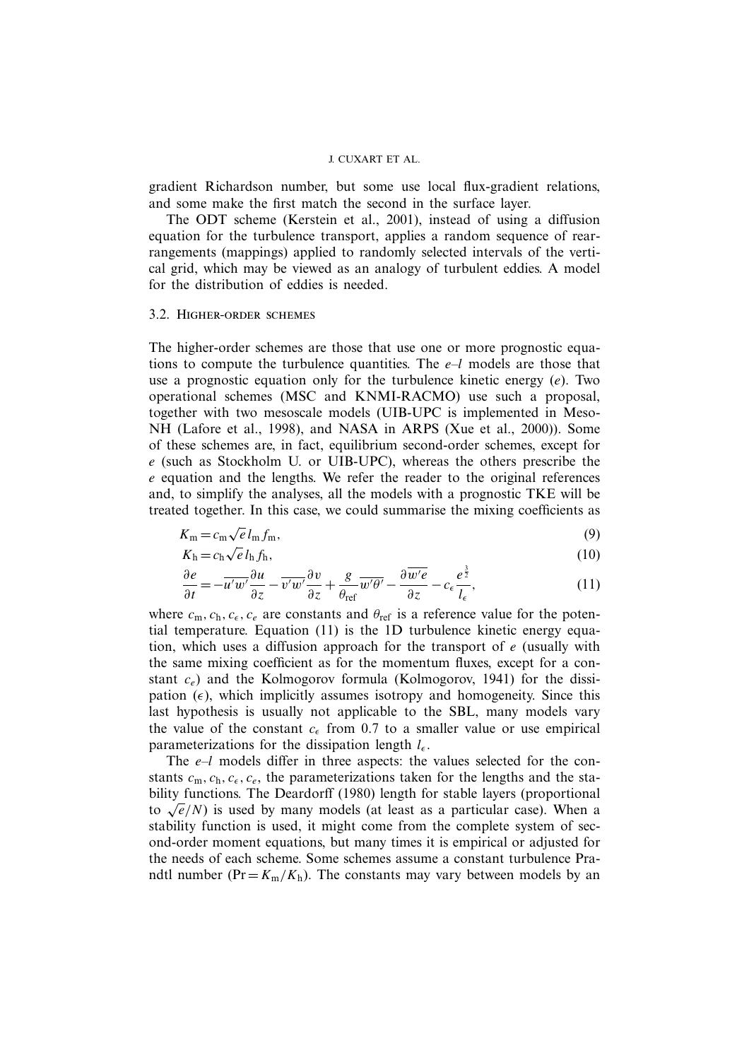gradient Richardson number, but some use local flux-gradient relations, and some make the first match the second in the surface layer.

The ODT scheme (Kerstein et al., 2001), instead of using a diffusion equation for the turbulence transport, applies a random sequence of rearrangements (mappings) applied to randomly selected intervals of the vertical grid, which may be viewed as an analogy of turbulent eddies. A model for the distribution of eddies is needed.

### 3.2. Higher-order schemes

The higher-order schemes are those that use one or more prognostic equations to compute the turbulence quantities. The $e$–$l$ models are those that use a prognostic equation only for the turbulence kinetic energy ($e$). Two operational schemes (MSC and KNMI-RACMO) use such a proposal, together with two mesoscale models (UIB-UPC is implemented in Meso-NH (Lafore et al., 1998), and NASA in ARPS (Xue et al., 2000)). Some of these schemes are, in fact, equilibrium second-order schemes, except for $e$ (such as Stockholm U. or UIB-UPC), whereas the others prescribe the $e$ equation and the lengths. We refer the reader to the original references and, to simplify the analyses, all the models with a prognostic TKE will be treated together. In this case, we could summarise the mixing coefficients as

$$K_{\mathrm{m}} = c_{\mathrm{m}} \sqrt{e}\, l_{\mathrm{m}} f_{\mathrm{m}}, \tag{9}$$

$$K_{\mathrm{h}} = c_{\mathrm{h}} \sqrt{e}\, l_{\mathrm{h}} f_{\mathrm{h}}, \tag{10}$$

$$\frac{\partial e}{\partial t} = -\overline{u'w'}\frac{\partial u}{\partial z} - \overline{v'w'}\frac{\partial v}{\partial z} + \frac{g}{\theta_{\mathrm{ref}}}\overline{w'\theta'} - \frac{\partial \overline{w'e}}{\partial z} - c_{\epsilon}\frac{e^{\frac{3}{2}}}{l_{\epsilon}}, \tag{11}$$

where $c_{\mathrm{m}}, c_{\mathrm{h}}, c_{\epsilon}, c_e$ are constants and $\theta_{\mathrm{ref}}$ is a reference value for the potential temperature. Equation (11) is the 1D turbulence kinetic energy equation, which uses a diffusion approach for the transport of $e$ (usually with the same mixing coefficient as for the momentum fluxes, except for a constant $c_e$) and the Kolmogorov formula (Kolmogorov, 1941) for the dissipation ($\epsilon$), which implicitly assumes isotropy and homogeneity. Since this last hypothesis is usually not applicable to the SBL, many models vary the value of the constant $c_{\epsilon}$ from 0.7 to a smaller value or use empirical parameterizations for the dissipation length $l_{\epsilon}$.

The $e$–$l$ models differ in three aspects: the values selected for the constants $c_{\mathrm{m}}, c_{\mathrm{h}}, c_{\epsilon}, c_e$, the parameterizations taken for the lengths and the stability functions. The Deardorff (1980) length for stable layers (proportional to $\sqrt{e}/N$) is used by many models (at least as a particular case). When a stability function is used, it might come from the complete system of second-order moment equations, but many times it is empirical or adjusted for the needs of each scheme. Some schemes assume a constant turbulence Prandtl number ($\mathrm{Pr} = K_{\mathrm{m}}/K_{\mathrm{h}}$). The constants may vary between models by an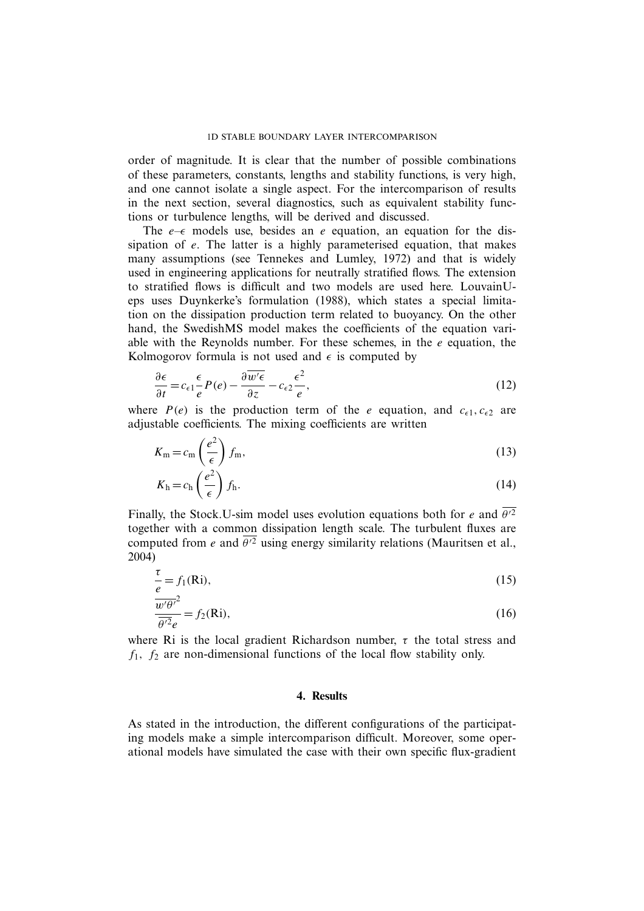order of magnitude. It is clear that the number of possible combinations of these parameters, constants, lengths and stability functions, is very high, and one cannot isolate a single aspect. For the intercomparison of results in the next section, several diagnostics, such as equivalent stability functions or turbulence lengths, will be derived and discussed.

The $e$–$\epsilon$ models use, besides an $e$ equation, an equation for the dissipation of $e$. The latter is a highly parameterised equation, that makes many assumptions (see Tennekes and Lumley, 1972) and that is widely used in engineering applications for neutrally stratified flows. The extension to stratified flows is difficult and two models are used here. LouvainU-eps uses Duynkerke's formulation (1988), which states a special limitation on the dissipation production term related to buoyancy. On the other hand, the SwedishMS model makes the coefficients of the equation variable with the Reynolds number. For these schemes, in the $e$ equation, the Kolmogorov formula is not used and $\epsilon$ is computed by

$$\frac{\partial \epsilon}{\partial t} = c_{\epsilon 1}\frac{\epsilon}{e}P(e) - \frac{\partial \overline{w'\epsilon}}{\partial z} - c_{\epsilon 2}\frac{\epsilon^2}{e}, \tag{12}$$

where $P(e)$ is the production term of the $e$ equation, and $c_{\epsilon 1}, c_{\epsilon 2}$ are adjustable coefficients. The mixing coefficients are written

$$K_{\mathrm{m}} = c_{\mathrm{m}}\left(\frac{e^2}{\epsilon}\right) f_{\mathrm{m}}, \tag{13}$$

$$K_{\mathrm{h}} = c_{\mathrm{h}}\left(\frac{e^2}{\epsilon}\right) f_{\mathrm{h}}. \tag{14}$$

Finally, the Stock.U-sim model uses evolution equations both for $e$ and $\overline{\theta'^2}$ together with a common dissipation length scale. The turbulent fluxes are computed from $e$ and $\overline{\theta'^2}$ using energy similarity relations (Mauritsen et al., 2004)

$$\frac{\tau}{e} = f_1(\mathrm{Ri}), \tag{15}$$

$$\frac{\overline{w'\theta'}^2}{\overline{\theta'^2}e} = f_2(\mathrm{Ri}), \tag{16}$$

where Ri is the local gradient Richardson number, $\tau$ the total stress and $f_1,\ f_2$ are non-dimensional functions of the local flow stability only.

## 4. Results

As stated in the introduction, the different configurations of the participating models make a simple intercomparison difficult. Moreover, some operational models have simulated the case with their own specific flux-gradient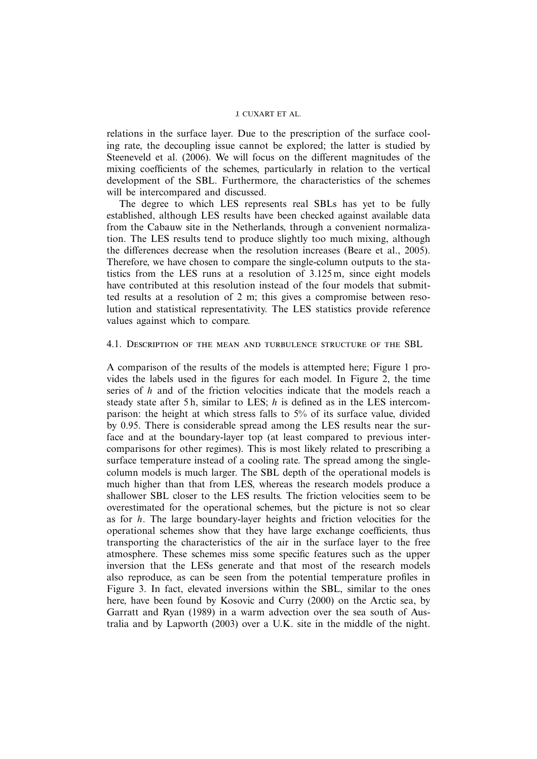relations in the surface layer. Due to the prescription of the surface cooling rate, the decoupling issue cannot be explored; the latter is studied by Steeneveld et al. (2006). We will focus on the different magnitudes of the mixing coefficients of the schemes, particularly in relation to the vertical development of the SBL. Furthermore, the characteristics of the schemes will be intercompared and discussed.

The degree to which LES represents real SBLs has yet to be fully established, although LES results have been checked against available data from the Cabauw site in the Netherlands, through a convenient normalization. The LES results tend to produce slightly too much mixing, although the differences decrease when the resolution increases (Beare et al., 2005). Therefore, we have chosen to compare the single-column outputs to the statistics from the LES runs at a resolution of 3.125 m, since eight models have contributed at this resolution instead of the four models that submitted results at a resolution of 2 m; this gives a compromise between resolution and statistical representativity. The LES statistics provide reference values against which to compare.

### 4.1. Description of the Mean and Turbulence Structure of the SBL

A comparison of the results of the models is attempted here; Figure 1 provides the labels used in the figures for each model. In Figure 2, the time series of $h$ and of the friction velocities indicate that the models reach a steady state after 5 h, similar to LES; $h$ is defined as in the LES intercomparison: the height at which stress falls to 5% of its surface value, divided by 0.95. There is considerable spread among the LES results near the surface and at the boundary-layer top (at least compared to previous intercomparisons for other regimes). This is most likely related to prescribing a surface temperature instead of a cooling rate. The spread among the single-column models is much larger. The SBL depth of the operational models is much higher than that from LES, whereas the research models produce a shallower SBL closer to the LES results. The friction velocities seem to be overestimated for the operational schemes, but the picture is not so clear as for $h$. The large boundary-layer heights and friction velocities for the operational schemes show that they have large exchange coefficients, thus transporting the characteristics of the air in the surface layer to the free atmosphere. These schemes miss some specific features such as the upper inversion that the LESs generate and that most of the research models also reproduce, as can be seen from the potential temperature profiles in Figure 3. In fact, elevated inversions within the SBL, similar to the ones here, have been found by Kosovic and Curry (2000) on the Arctic sea, by Garratt and Ryan (1989) in a warm advection over the sea south of Australia and by Lapworth (2003) over a U.K. site in the middle of the night.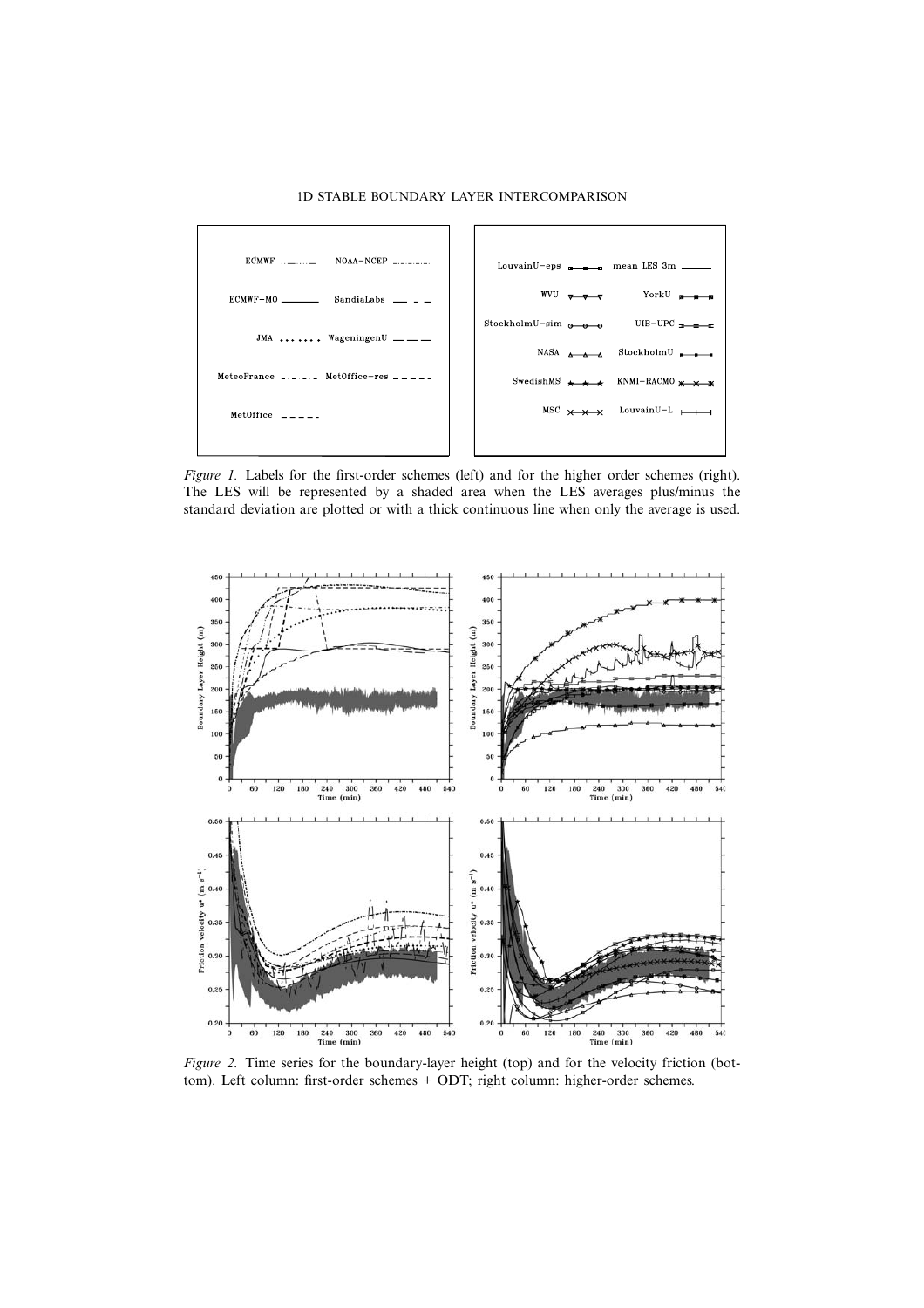*Figure 1.* Labels for the first-order schemes (left) and for the higher order schemes (right). The LES will be represented by a shaded area when the LES averages plus/minus the standard deviation are plotted or with a thick continuous line when only the average is used.

*Figure 2.* Time series for the boundary-layer height (top) and for the velocity friction (bottom). Left column: first-order schemes + ODT; right column: higher-order schemes.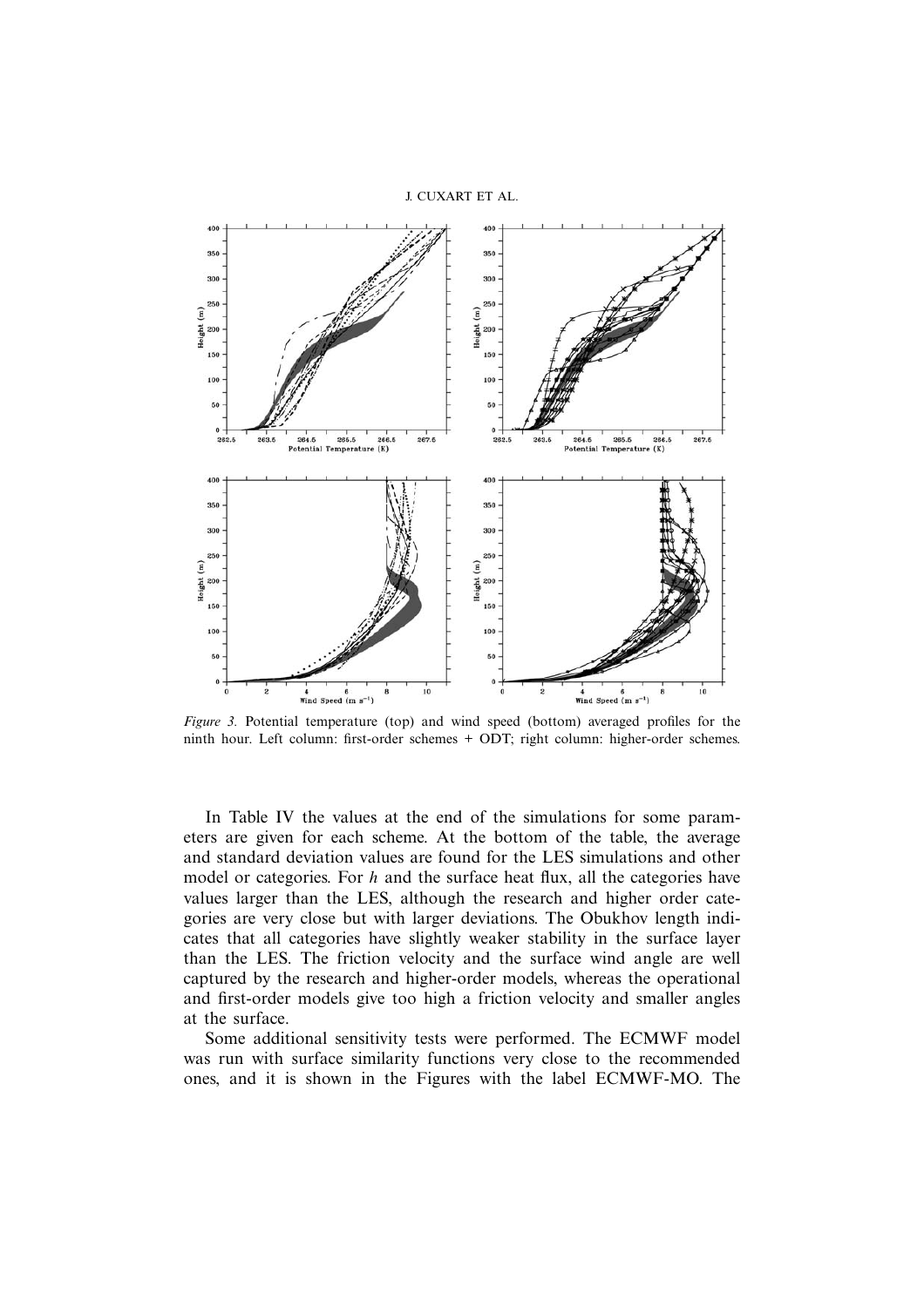*Figure 3.* Potential temperature (top) and wind speed (bottom) averaged profiles for the ninth hour. Left column: first-order schemes + ODT; right column: higher-order schemes.

In Table IV the values at the end of the simulations for some parameters are given for each scheme. At the bottom of the table, the average and standard deviation values are found for the LES simulations and other model or categories. For $h$ and the surface heat flux, all the categories have values larger than the LES, although the research and higher order categories are very close but with larger deviations. The Obukhov length indicates that all categories have slightly weaker stability in the surface layer than the LES. The friction velocity and the surface wind angle are well captured by the research and higher-order models, whereas the operational and first-order models give too high a friction velocity and smaller angles at the surface.

Some additional sensitivity tests were performed. The ECMWF model was run with surface similarity functions very close to the recommended ones, and it is shown in the Figures with the label ECMWF-MO. The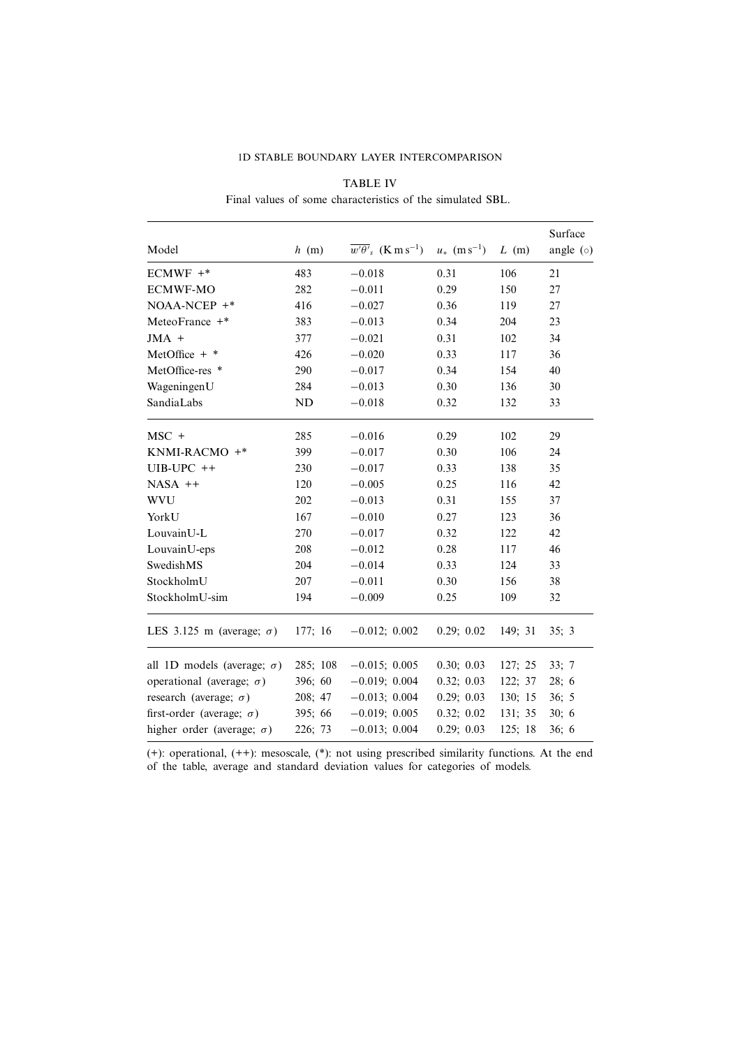TABLE IV

Final values of some characteristics of the simulated SBL.

| Model | $h$ (m) | $\overline{w'\theta'}_s$ (K m s$^{-1}$) | $u_*$ (m s$^{-1}$) | $L$ (m) | Surface angle (○) |
|---|---|---|---|---|---|
| ECMWF +* | 483 | −0.018 | 0.31 | 106 | 21 |
| ECMWF-MO | 282 | −0.011 | 0.29 | 150 | 27 |
| NOAA-NCEP +* | 416 | −0.027 | 0.36 | 119 | 27 |
| MeteoFrance +* | 383 | −0.013 | 0.34 | 204 | 23 |
| JMA + | 377 | −0.021 | 0.31 | 102 | 34 |
| MetOffice + * | 426 | −0.020 | 0.33 | 117 | 36 |
| MetOffice-res * | 290 | −0.017 | 0.34 | 154 | 40 |
| WageningenU | 284 | −0.013 | 0.30 | 136 | 30 |
| SandiaLabs | ND | −0.018 | 0.32 | 132 | 33 |
| MSC + | 285 | −0.016 | 0.29 | 102 | 29 |
| KNMI-RACMO +* | 399 | −0.017 | 0.30 | 106 | 24 |
| UIB-UPC ++ | 230 | −0.017 | 0.33 | 138 | 35 |
| NASA ++ | 120 | −0.005 | 0.25 | 116 | 42 |
| WVU | 202 | −0.013 | 0.31 | 155 | 37 |
| YorkU | 167 | −0.010 | 0.27 | 123 | 36 |
| LouvainU-L | 270 | −0.017 | 0.32 | 122 | 42 |
| LouvainU-eps | 208 | −0.012 | 0.28 | 117 | 46 |
| SwedishMS | 204 | −0.014 | 0.33 | 124 | 33 |
| StockholmU | 207 | −0.011 | 0.30 | 156 | 38 |
| StockholmU-sim | 194 | −0.009 | 0.25 | 109 | 32 |
| LES 3.125 m (average; $\sigma$) | 177; 16 | −0.012; 0.002 | 0.29; 0.02 | 149; 31 | 35; 3 |
| all 1D models (average; $\sigma$) | 285; 108 | −0.015; 0.005 | 0.30; 0.03 | 127; 25 | 33; 7 |
| operational (average; $\sigma$) | 396; 60 | −0.019; 0.004 | 0.32; 0.03 | 122; 37 | 28; 6 |
| research (average; $\sigma$) | 208; 47 | −0.013; 0.004 | 0.29; 0.03 | 130; 15 | 36; 5 |
| first-order (average; $\sigma$) | 395; 66 | −0.019; 0.005 | 0.32; 0.02 | 131; 35 | 30; 6 |
| higher order (average; $\sigma$) | 226; 73 | −0.013; 0.004 | 0.29; 0.03 | 125; 18 | 36; 6 |

(+): operational, (++): mesoscale, (*): not using prescribed similarity functions. At the end of the table, average and standard deviation values for categories of models.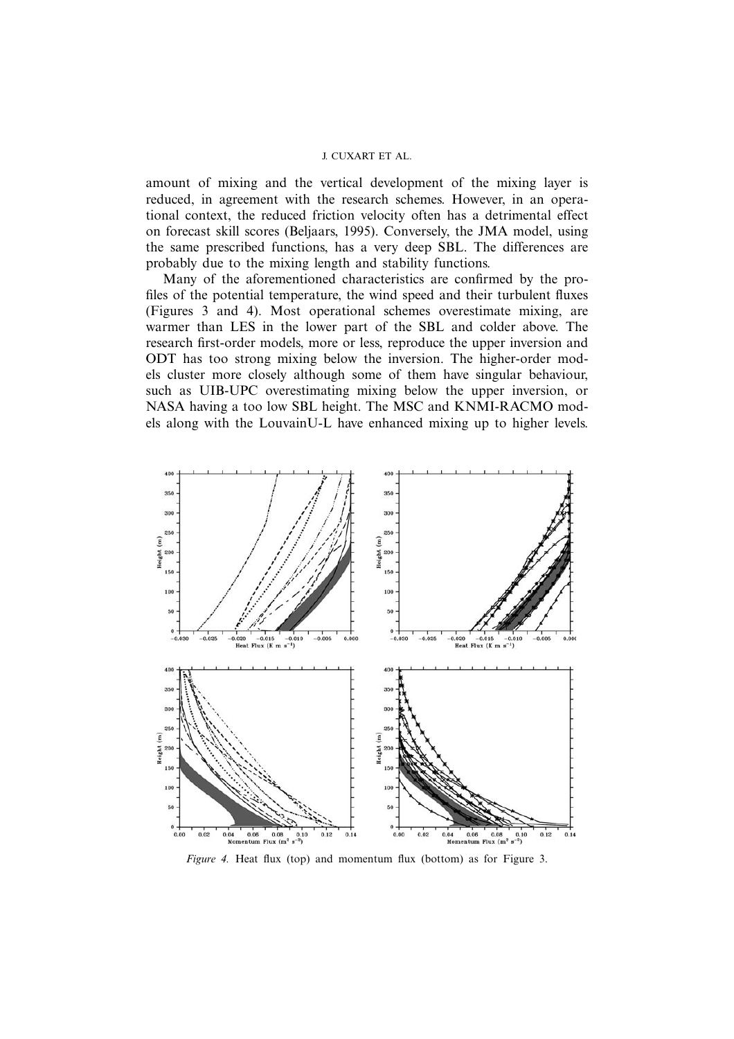amount of mixing and the vertical development of the mixing layer is reduced, in agreement with the research schemes. However, in an operational context, the reduced friction velocity often has a detrimental effect on forecast skill scores (Beljaars, 1995). Conversely, the JMA model, using the same prescribed functions, has a very deep SBL. The differences are probably due to the mixing length and stability functions.

Many of the aforementioned characteristics are confirmed by the profiles of the potential temperature, the wind speed and their turbulent fluxes (Figures 3 and 4). Most operational schemes overestimate mixing, are warmer than LES in the lower part of the SBL and colder above. The research first-order models, more or less, reproduce the upper inversion and ODT has too strong mixing below the inversion. The higher-order models cluster more closely although some of them have singular behaviour, such as UIB-UPC overestimating mixing below the upper inversion, or NASA having a too low SBL height. The MSC and KNMI-RACMO models along with the LouvainU-L have enhanced mixing up to higher levels.

*Figure 4.* Heat flux (top) and momentum flux (bottom) as for Figure 3.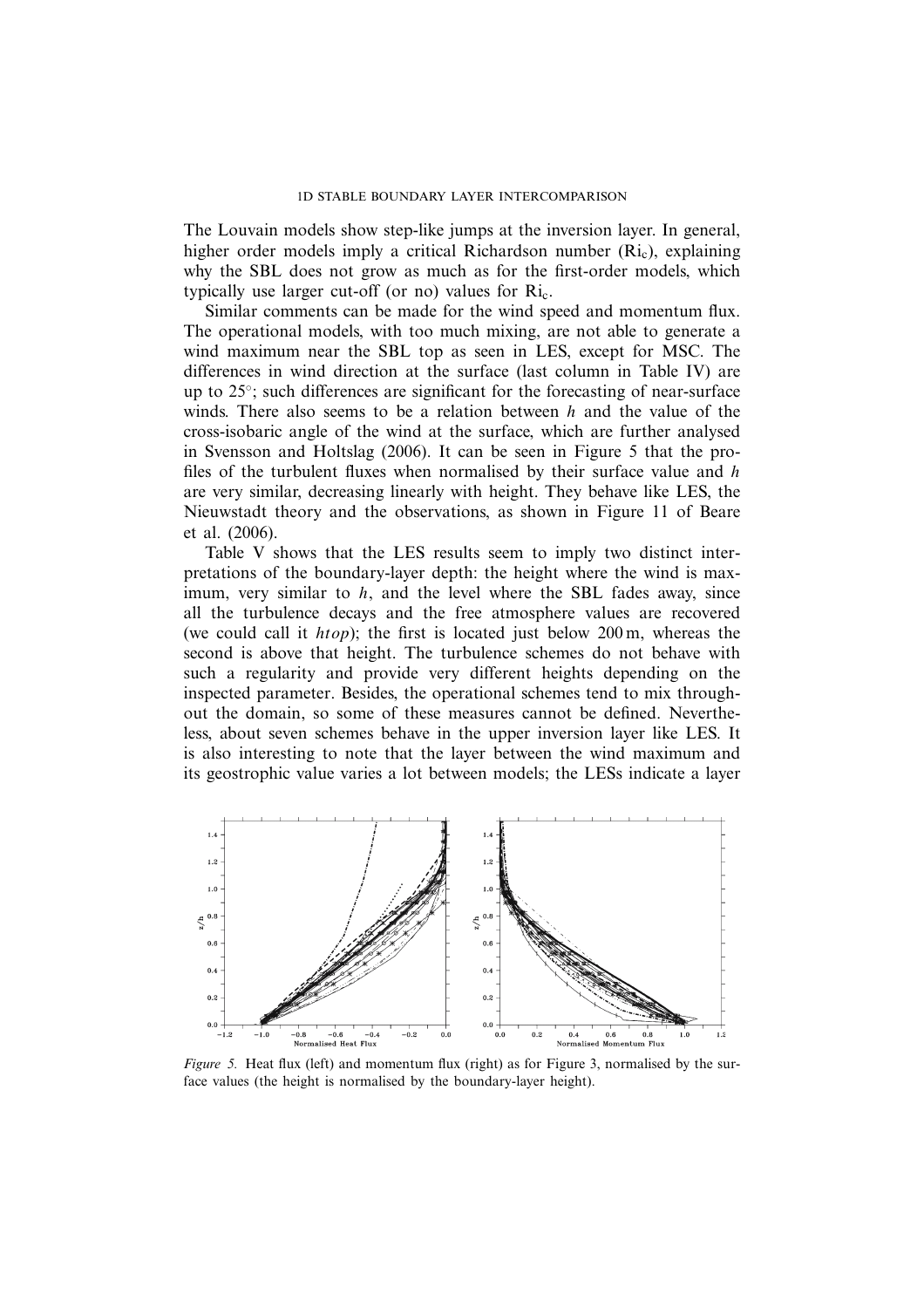The Louvain models show step-like jumps at the inversion layer. In general, higher order models imply a critical Richardson number ($Ri_c$), explaining why the SBL does not grow as much as for the first-order models, which typically use larger cut-off (or no) values for $Ri_c$.

Similar comments can be made for the wind speed and momentum flux. The operational models, with too much mixing, are not able to generate a wind maximum near the SBL top as seen in LES, except for MSC. The differences in wind direction at the surface (last column in Table IV) are up to 25°; such differences are significant for the forecasting of near-surface winds. There also seems to be a relation between $h$ and the value of the cross-isobaric angle of the wind at the surface, which are further analysed in Svensson and Holtslag (2006). It can be seen in Figure 5 that the profiles of the turbulent fluxes when normalised by their surface value and $h$ are very similar, decreasing linearly with height. They behave like LES, the Nieuwstadt theory and the observations, as shown in Figure 11 of Beare et al. (2006).

Table V shows that the LES results seem to imply two distinct interpretations of the boundary-layer depth: the height where the wind is maximum, very similar to $h$, and the level where the SBL fades away, since all the turbulence decays and the free atmosphere values are recovered (we could call it $htop$); the first is located just below 200 m, whereas the second is above that height. The turbulence schemes do not behave with such a regularity and provide very different heights depending on the inspected parameter. Besides, the operational schemes tend to mix throughout the domain, so some of these measures cannot be defined. Nevertheless, about seven schemes behave in the upper inversion layer like LES. It is also interesting to note that the layer between the wind maximum and its geostrophic value varies a lot between models; the LESs indicate a layer

*Figure 5.* Heat flux (left) and momentum flux (right) as for Figure 3, normalised by the surface values (the height is normalised by the boundary-layer height).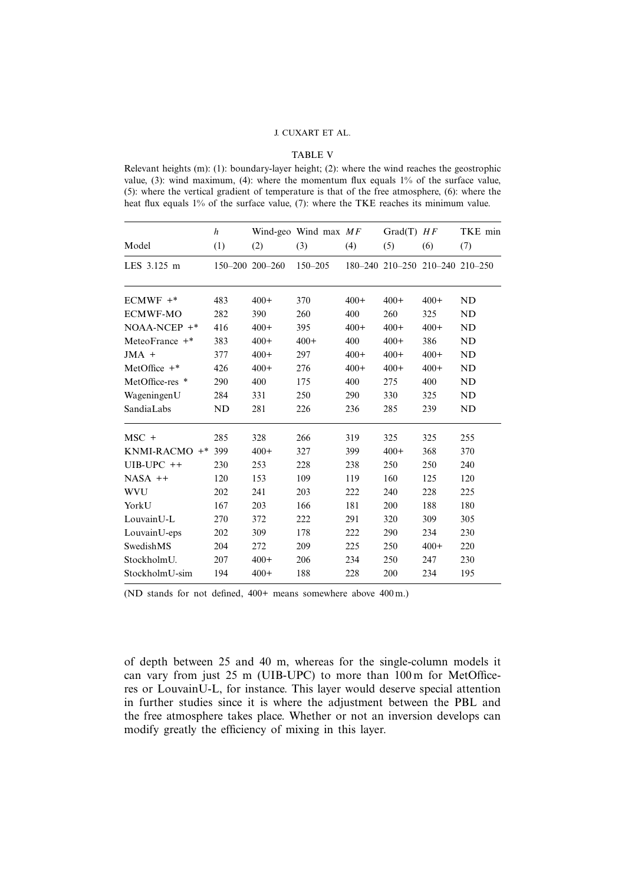TABLE V

Relevant heights (m): (1): boundary-layer height; (2): where the wind reaches the geostrophic value, (3): wind maximum, (4): where the momentum flux equals 1% of the surface value, (5): where the vertical gradient of temperature is that of the free atmosphere, (6): where the heat flux equals 1% of the surface value, (7): where the TKE reaches its minimum value.

| Model | $h$ (1) | Wind-geo (2) | Wind max (3) | $MF$ (4) | Grad(T) (5) | $HF$ (6) | TKE min (7) |
|---|---|---|---|---|---|---|---|
| LES 3.125 m | 150–200 | 200–260 | 150–205 | 180–240 | 210–250 | 210–240 | 210–250 |
| ECMWF +* | 483 | 400+ | 370 | 400+ | 400+ | 400+ | ND |
| ECMWF-MO | 282 | 390 | 260 | 400 | 260 | 325 | ND |
| NOAA-NCEP +* | 416 | 400+ | 395 | 400+ | 400+ | 400+ | ND |
| MeteoFrance +* | 383 | 400+ | 400+ | 400 | 400+ | 386 | ND |
| JMA + | 377 | 400+ | 297 | 400+ | 400+ | 400+ | ND |
| MetOffice +* | 426 | 400+ | 276 | 400+ | 400+ | 400+ | ND |
| MetOffice-res * | 290 | 400 | 175 | 400 | 275 | 400 | ND |
| WageningenU | 284 | 331 | 250 | 290 | 330 | 325 | ND |
| SandiaLabs | ND | 281 | 226 | 236 | 285 | 239 | ND |
| MSC + | 285 | 328 | 266 | 319 | 325 | 325 | 255 |
| KNMI-RACMO +* | 399 | 400+ | 327 | 399 | 400+ | 368 | 370 |
| UIB-UPC ++ | 230 | 253 | 228 | 238 | 250 | 250 | 240 |
| NASA ++ | 120 | 153 | 109 | 119 | 160 | 125 | 120 |
| WVU | 202 | 241 | 203 | 222 | 240 | 228 | 225 |
| YorkU | 167 | 203 | 166 | 181 | 200 | 188 | 180 |
| LouvainU-L | 270 | 372 | 222 | 291 | 320 | 309 | 305 |
| LouvainU-eps | 202 | 309 | 178 | 222 | 290 | 234 | 230 |
| SwedishMS | 204 | 272 | 209 | 225 | 250 | 400+ | 220 |
| StockholmU. | 207 | 400+ | 206 | 234 | 250 | 247 | 230 |
| StockholmU-sim | 194 | 400+ | 188 | 228 | 200 | 234 | 195 |

(ND stands for not defined, 400+ means somewhere above 400 m.)

of depth between 25 and 40 m, whereas for the single-column models it can vary from just 25 m (UIB-UPC) to more than 100 m for MetOffice-res or LouvainU-L, for instance. This layer would deserve special attention in further studies since it is where the adjustment between the PBL and the free atmosphere takes place. Whether or not an inversion develops can modify greatly the efficiency of mixing in this layer.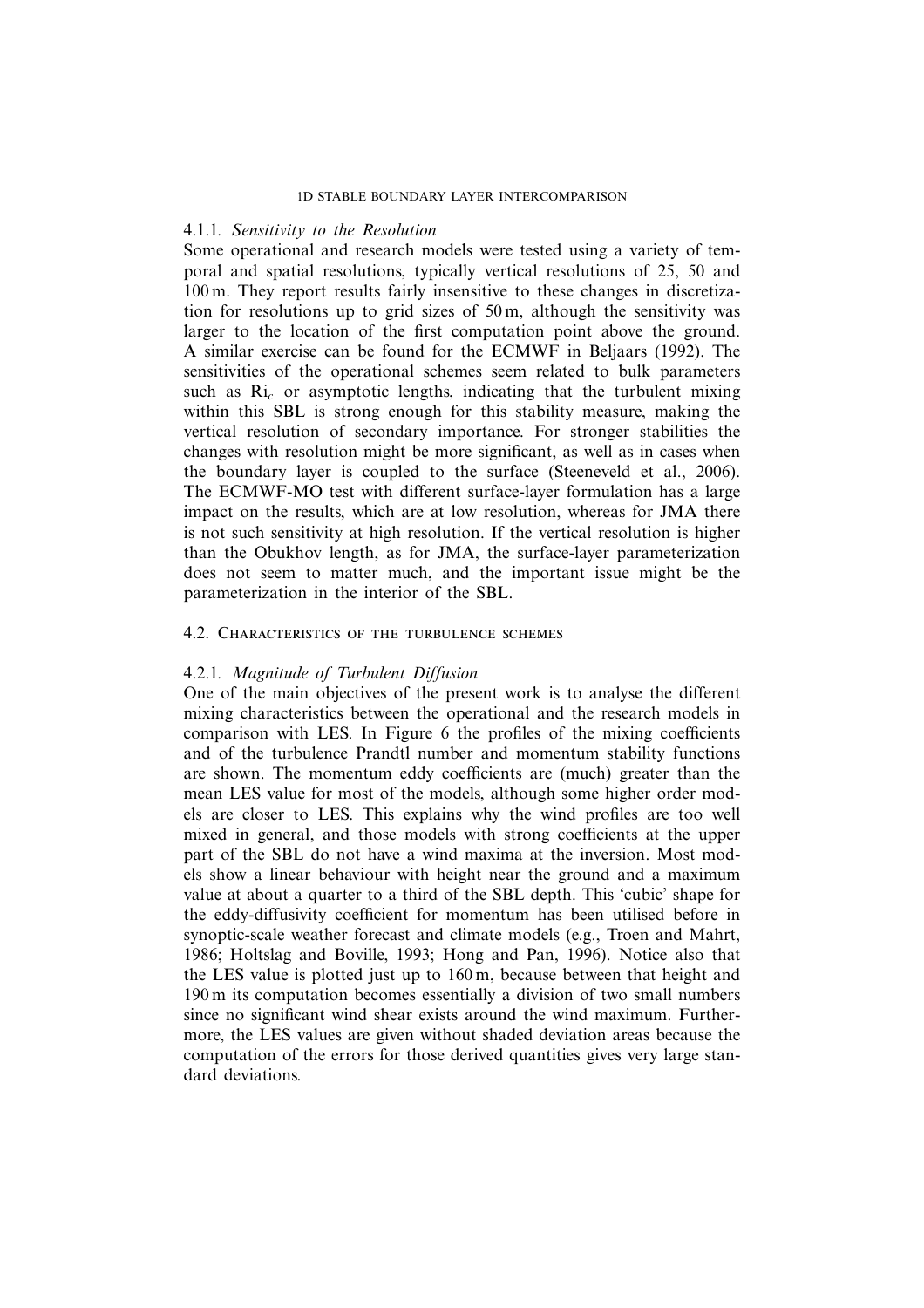#### 4.1.1. *Sensitivity to the Resolution*

Some operational and research models were tested using a variety of temporal and spatial resolutions, typically vertical resolutions of 25, 50 and 100 m. They report results fairly insensitive to these changes in discretization for resolutions up to grid sizes of 50 m, although the sensitivity was larger to the location of the first computation point above the ground. A similar exercise can be found for the ECMWF in Beljaars (1992). The sensitivities of the operational schemes seem related to bulk parameters such as $\mathrm{Ri}_c$ or asymptotic lengths, indicating that the turbulent mixing within this SBL is strong enough for this stability measure, making the vertical resolution of secondary importance. For stronger stabilities the changes with resolution might be more significant, as well as in cases when the boundary layer is coupled to the surface (Steeneveld et al., 2006). The ECMWF-MO test with different surface-layer formulation has a large impact on the results, which are at low resolution, whereas for JMA there is not such sensitivity at high resolution. If the vertical resolution is higher than the Obukhov length, as for JMA, the surface-layer parameterization does not seem to matter much, and the important issue might be the parameterization in the interior of the SBL.

### 4.2. Characteristics of the turbulence schemes

#### 4.2.1. *Magnitude of Turbulent Diffusion*

One of the main objectives of the present work is to analyse the different mixing characteristics between the operational and the research models in comparison with LES. In Figure 6 the profiles of the mixing coefficients and of the turbulence Prandtl number and momentum stability functions are shown. The momentum eddy coefficients are (much) greater than the mean LES value for most of the models, although some higher order models are closer to LES. This explains why the wind profiles are too well mixed in general, and those models with strong coefficients at the upper part of the SBL do not have a wind maxima at the inversion. Most models show a linear behaviour with height near the ground and a maximum value at about a quarter to a third of the SBL depth. This 'cubic' shape for the eddy-diffusivity coefficient for momentum has been utilised before in synoptic-scale weather forecast and climate models (e.g., Troen and Mahrt, 1986; Holtslag and Boville, 1993; Hong and Pan, 1996). Notice also that the LES value is plotted just up to 160 m, because between that height and 190 m its computation becomes essentially a division of two small numbers since no significant wind shear exists around the wind maximum. Furthermore, the LES values are given without shaded deviation areas because the computation of the errors for those derived quantities gives very large standard deviations.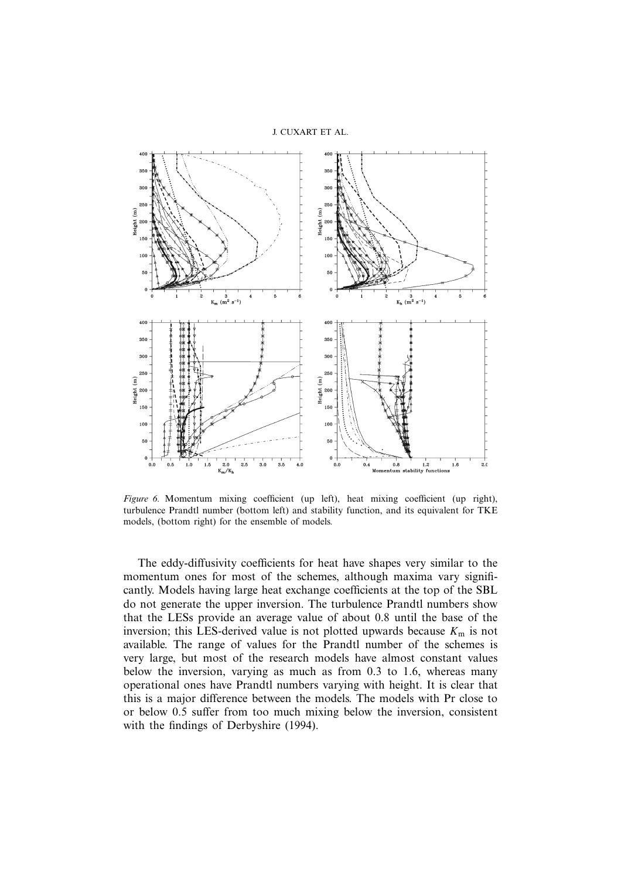*Figure 6.* Momentum mixing coefficient (up left), heat mixing coefficient (up right), turbulence Prandtl number (bottom left) and stability function, and its equivalent for TKE models, (bottom right) for the ensemble of models.

The eddy-diffusivity coefficients for heat have shapes very similar to the momentum ones for most of the schemes, although maxima vary significantly. Models having large heat exchange coefficients at the top of the SBL do not generate the upper inversion. The turbulence Prandtl numbers show that the LESs provide an average value of about 0.8 until the base of the inversion; this LES-derived value is not plotted upwards because $K_m$ is not available. The range of values for the Prandtl number of the schemes is very large, but most of the research models have almost constant values below the inversion, varying as much as from 0.3 to 1.6, whereas many operational ones have Prandtl numbers varying with height. It is clear that this is a major difference between the models. The models with Pr close to or below 0.5 suffer from too much mixing below the inversion, consistent with the findings of Derbyshire (1994).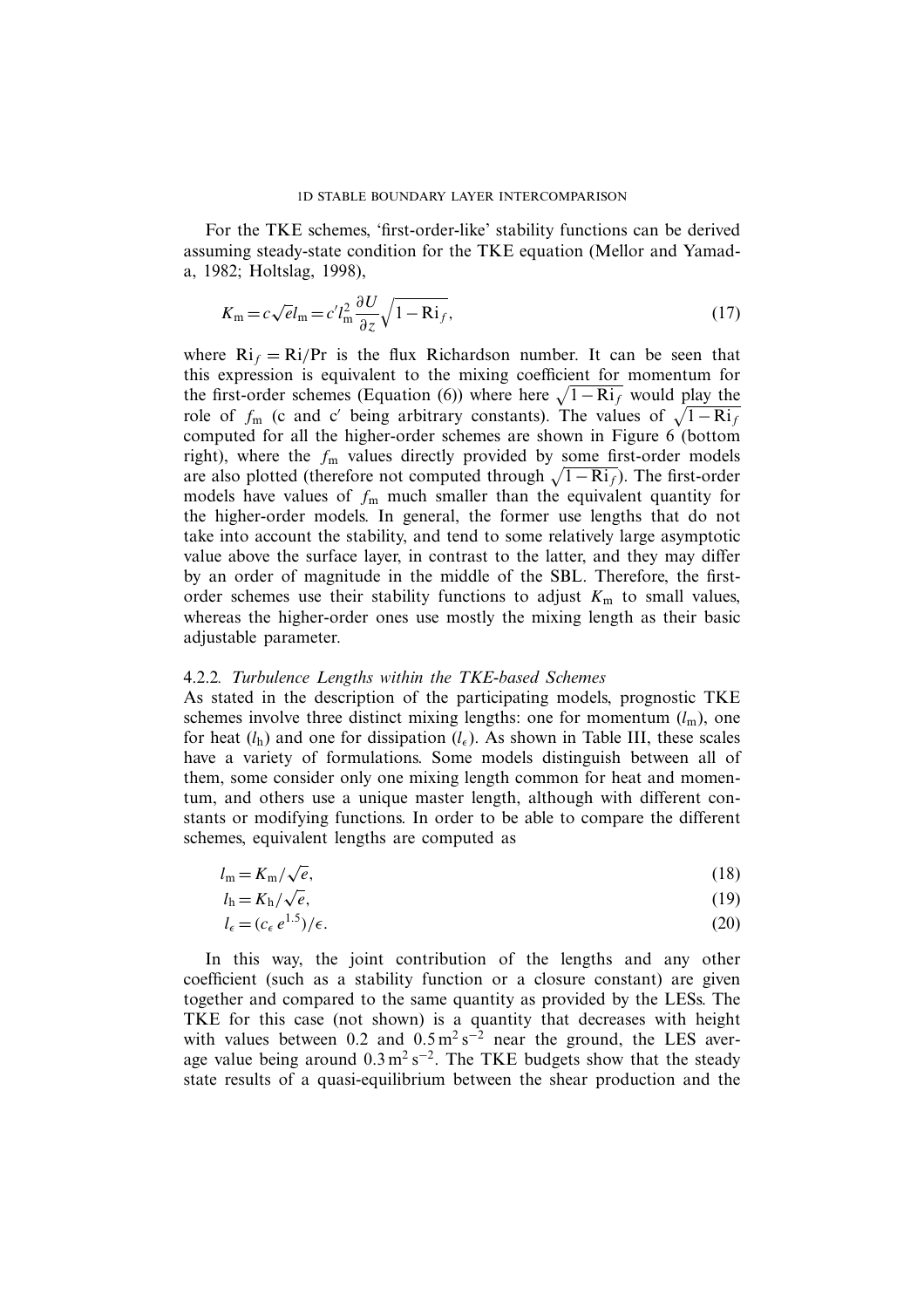For the TKE schemes, 'first-order-like' stability functions can be derived assuming steady-state condition for the TKE equation (Mellor and Yamada, 1982; Holtslag, 1998),

$$K_\mathrm{m} = c\sqrt{e}\,l_\mathrm{m} = c' l_\mathrm{m}^2 \frac{\partial U}{\partial z}\sqrt{1-\mathrm{Ri}_f}, \tag{17}$$

where $\mathrm{Ri}_f = \mathrm{Ri}/\mathrm{Pr}$ is the flux Richardson number. It can be seen that this expression is equivalent to the mixing coefficient for momentum for the first-order schemes (Equation (6)) where here $\sqrt{1-\mathrm{Ri}_f}$ would play the role of $f_\mathrm{m}$ (c and c′ being arbitrary constants). The values of $\sqrt{1-\mathrm{Ri}_f}$ computed for all the higher-order schemes are shown in Figure 6 (bottom right), where the $f_\mathrm{m}$ values directly provided by some first-order models are also plotted (therefore not computed through $\sqrt{1-\mathrm{Ri}_f}$). The first-order models have values of $f_\mathrm{m}$ much smaller than the equivalent quantity for the higher-order models. In general, the former use lengths that do not take into account the stability, and tend to some relatively large asymptotic value above the surface layer, in contrast to the latter, and they may differ by an order of magnitude in the middle of the SBL. Therefore, the first-order schemes use their stability functions to adjust $K_\mathrm{m}$ to small values, whereas the higher-order ones use mostly the mixing length as their basic adjustable parameter.

#### 4.2.2. *Turbulence Lengths within the TKE-based Schemes*

As stated in the description of the participating models, prognostic TKE schemes involve three distinct mixing lengths: one for momentum ($l_\mathrm{m}$), one for heat ($l_\mathrm{h}$) and one for dissipation ($l_\epsilon$). As shown in Table III, these scales have a variety of formulations. Some models distinguish between all of them, some consider only one mixing length common for heat and momentum, and others use a unique master length, although with different constants or modifying functions. In order to be able to compare the different schemes, equivalent lengths are computed as

$$l_\mathrm{m} = K_\mathrm{m}/\sqrt{e}, \tag{18}$$

$$l_\mathrm{h} = K_\mathrm{h}/\sqrt{e}, \tag{19}$$

$$l_\epsilon = (c_\epsilon\, e^{1.5})/\epsilon. \tag{20}$$

In this way, the joint contribution of the lengths and any other coefficient (such as a stability function or a closure constant) are given together and compared to the same quantity as provided by the LESs. The TKE for this case (not shown) is a quantity that decreases with height with values between 0.2 and $0.5\,\mathrm{m^2\,s^{-2}}$ near the ground, the LES average value being around $0.3\,\mathrm{m^2\,s^{-2}}$. The TKE budgets show that the steady state results of a quasi-equilibrium between the shear production and the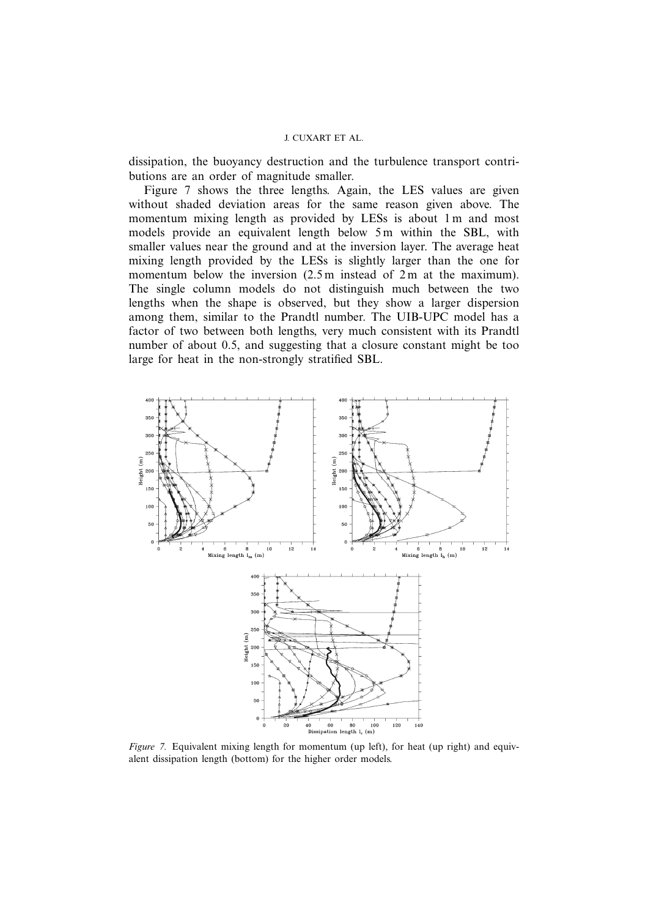dissipation, the buoyancy destruction and the turbulence transport contributions are an order of magnitude smaller.

Figure 7 shows the three lengths. Again, the LES values are given without shaded deviation areas for the same reason given above. The momentum mixing length as provided by LESs is about 1 m and most models provide an equivalent length below 5 m within the SBL, with smaller values near the ground and at the inversion layer. The average heat mixing length provided by the LESs is slightly larger than the one for momentum below the inversion (2.5 m instead of 2 m at the maximum). The single column models do not distinguish much between the two lengths when the shape is observed, but they show a larger dispersion among them, similar to the Prandtl number. The UIB-UPC model has a factor of two between both lengths, very much consistent with its Prandtl number of about 0.5, and suggesting that a closure constant might be too large for heat in the non-strongly stratified SBL.

*Figure 7.* Equivalent mixing length for momentum (up left), for heat (up right) and equivalent dissipation length (bottom) for the higher order models.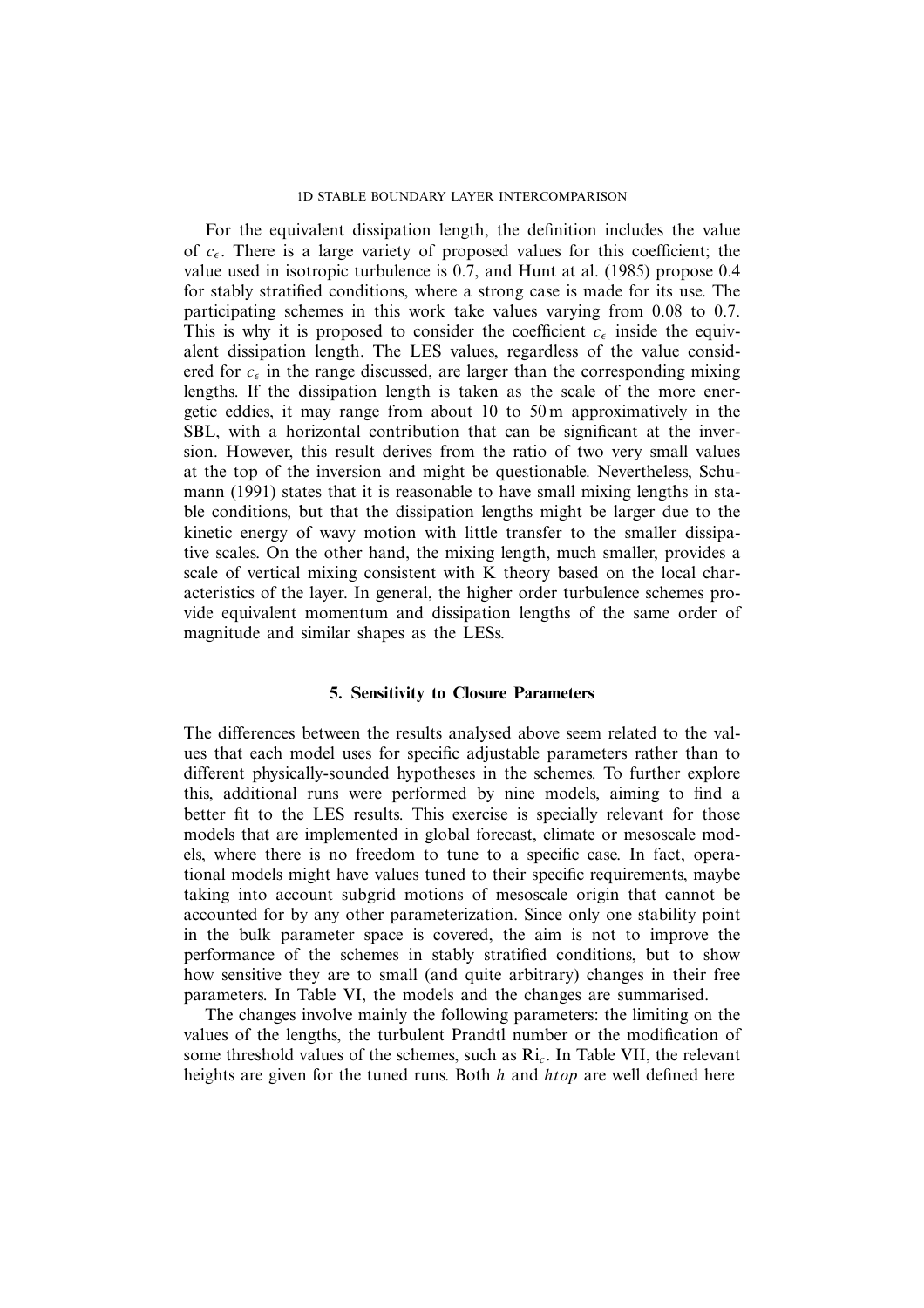For the equivalent dissipation length, the definition includes the value of $c_\epsilon$. There is a large variety of proposed values for this coefficient; the value used in isotropic turbulence is 0.7, and Hunt at al. (1985) propose 0.4 for stably stratified conditions, where a strong case is made for its use. The participating schemes in this work take values varying from 0.08 to 0.7. This is why it is proposed to consider the coefficient $c_\epsilon$ inside the equivalent dissipation length. The LES values, regardless of the value considered for $c_\epsilon$ in the range discussed, are larger than the corresponding mixing lengths. If the dissipation length is taken as the scale of the more energetic eddies, it may range from about 10 to 50 m approximatively in the SBL, with a horizontal contribution that can be significant at the inversion. However, this result derives from the ratio of two very small values at the top of the inversion and might be questionable. Nevertheless, Schumann (1991) states that it is reasonable to have small mixing lengths in stable conditions, but that the dissipation lengths might be larger due to the kinetic energy of wavy motion with little transfer to the smaller dissipative scales. On the other hand, the mixing length, much smaller, provides a scale of vertical mixing consistent with K theory based on the local characteristics of the layer. In general, the higher order turbulence schemes provide equivalent momentum and dissipation lengths of the same order of magnitude and similar shapes as the LESs.

## 5. Sensitivity to Closure Parameters

The differences between the results analysed above seem related to the values that each model uses for specific adjustable parameters rather than to different physically-sounded hypotheses in the schemes. To further explore this, additional runs were performed by nine models, aiming to find a better fit to the LES results. This exercise is specially relevant for those models that are implemented in global forecast, climate or mesoscale models, where there is no freedom to tune to a specific case. In fact, operational models might have values tuned to their specific requirements, maybe taking into account subgrid motions of mesoscale origin that cannot be accounted for by any other parameterization. Since only one stability point in the bulk parameter space is covered, the aim is not to improve the performance of the schemes in stably stratified conditions, but to show how sensitive they are to small (and quite arbitrary) changes in their free parameters. In Table VI, the models and the changes are summarised.

The changes involve mainly the following parameters: the limiting on the values of the lengths, the turbulent Prandtl number or the modification of some threshold values of the schemes, such as $\mathrm{Ri}_c$. In Table VII, the relevant heights are given for the tuned runs. Both $h$ and $htop$ are well defined here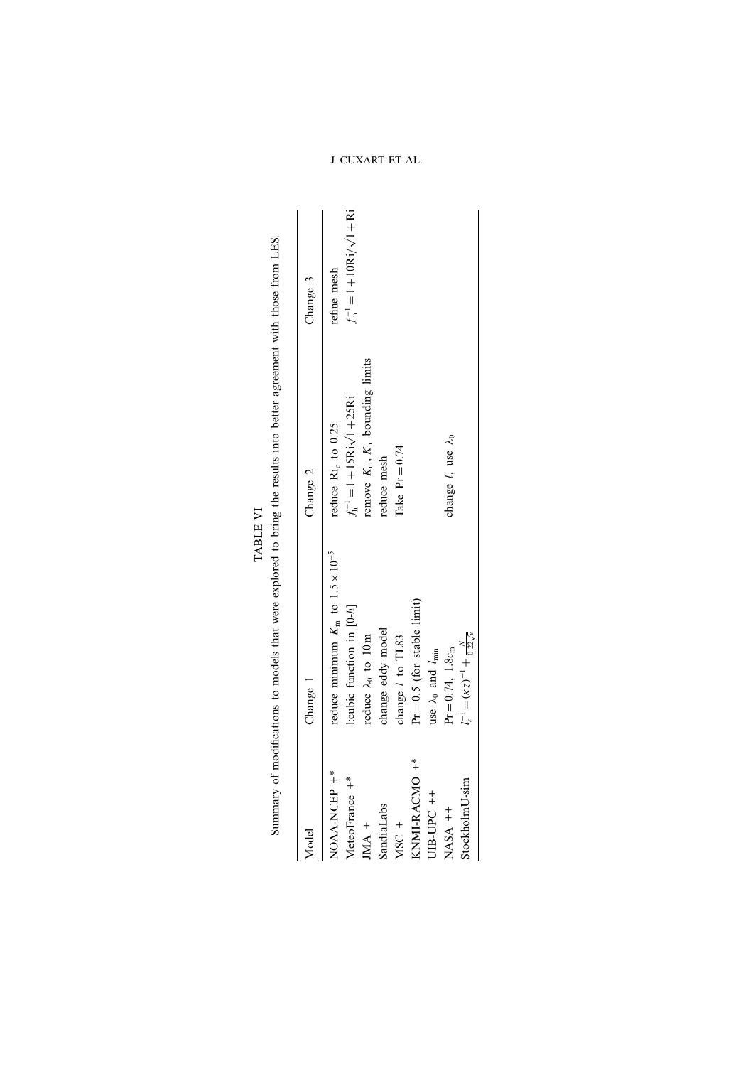TABLE VI

Summary of modifications to models that were explored to bring the results into better agreement with those from LES.

| Model | Change 1 | Change 2 | Change 3 |
|---|---|---|---|
| NOAA-NCEP +* | reduce minimum $K_{\mathrm{m}}$ to $1.5 \times 10^{-5}$ | reduce $\mathrm{Ri_c}$ to 0.25 | refine mesh |
| MeteoFrance +* | l:cubic function in [0-$h$] | $f_{\mathrm{h}}^{-1} = 1 + 15\mathrm{Ri}\sqrt{1+25\mathrm{Ri}}$ | $f_{\mathrm{m}}^{-1} = 1 + 10\mathrm{Ri}/\sqrt{1+\mathrm{Ri}}$ |
| JMA + | reduce $\lambda_0$ to 10m | remove $K_{\mathrm{m}}$, $K_{\mathrm{h}}$ bounding limits | |
| SandiaLabs | change eddy model | reduce mesh | |
| MSC + | change $l$ to TL83 | Take $\mathrm{Pr} = 0.74$ | |
| KNMI-RACMO +* | $\mathrm{Pr} = 0.5$ (for stable limit) | | |
| UIB-UPC ++ | use $\lambda_0$ and $l_{\min}$ | | |
| NASA ++ | $\mathrm{Pr} = 0.74$, $1.8c_{\mathrm{m}}$ | change $l$, use $\lambda_0$ | |
| StockholmU-sim | $l_{\epsilon}^{-1} = (\kappa z)^{-1} + \frac{N}{0.22\sqrt{e}}$ | | |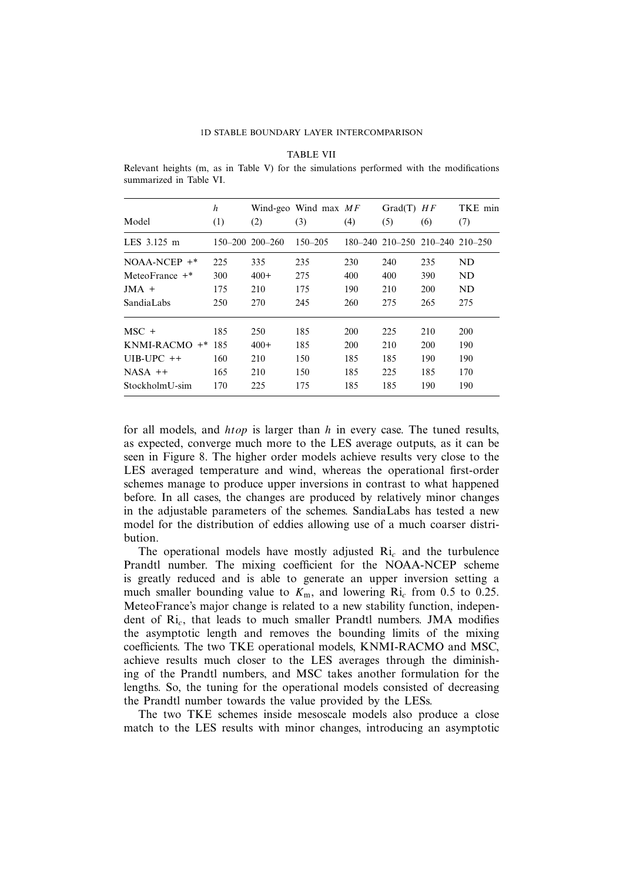TABLE VII

Relevant heights (m, as in Table V) for the simulations performed with the modifications summarized in Table VI.

| Model | $h$ (1) | Wind-geo (2) | Wind max (3) | $MF$ (4) | Grad(T) (5) | $HF$ (6) | TKE min (7) |
|---|---|---|---|---|---|---|---|
| LES 3.125 m | 150–200 | 200–260 | 150–205 | 180–240 | 210–250 | 210–240 | 210–250 |
| NOAA-NCEP +* | 225 | 335 | 235 | 230 | 240 | 235 | ND |
| MeteoFrance +* | 300 | 400+ | 275 | 400 | 400 | 390 | ND |
| JMA + | 175 | 210 | 175 | 190 | 210 | 200 | ND |
| SandiaLabs | 250 | 270 | 245 | 260 | 275 | 265 | 275 |
| MSC + | 185 | 250 | 185 | 200 | 225 | 210 | 200 |
| KNMI-RACMO +* | 185 | 400+ | 185 | 200 | 210 | 200 | 190 |
| UIB-UPC ++ | 160 | 210 | 150 | 185 | 185 | 190 | 190 |
| NASA ++ | 165 | 210 | 150 | 185 | 225 | 185 | 170 |
| StockholmU-sim | 170 | 225 | 175 | 185 | 185 | 190 | 190 |

for all models, and *htop* is larger than $h$ in every case. The tuned results, as expected, converge much more to the LES average outputs, as it can be seen in Figure 8. The higher order models achieve results very close to the LES averaged temperature and wind, whereas the operational first-order schemes manage to produce upper inversions in contrast to what happened before. In all cases, the changes are produced by relatively minor changes in the adjustable parameters of the schemes. SandiaLabs has tested a new model for the distribution of eddies allowing use of a much coarser distribution.

The operational models have mostly adjusted $\mathrm{Ri}_c$ and the turbulence Prandtl number. The mixing coefficient for the NOAA-NCEP scheme is greatly reduced and is able to generate an upper inversion setting a much smaller bounding value to $K_\mathrm{m}$, and lowering $\mathrm{Ri}_c$ from 0.5 to 0.25. MeteoFrance's major change is related to a new stability function, independent of $\mathrm{Ri}_c$, that leads to much smaller Prandtl numbers. JMA modifies the asymptotic length and removes the bounding limits of the mixing coefficients. The two TKE operational models, KNMI-RACMO and MSC, achieve results much closer to the LES averages through the diminishing of the Prandtl numbers, and MSC takes another formulation for the lengths. So, the tuning for the operational models consisted of decreasing the Prandtl number towards the value provided by the LESs.

The two TKE schemes inside mesoscale models also produce a close match to the LES results with minor changes, introducing an asymptotic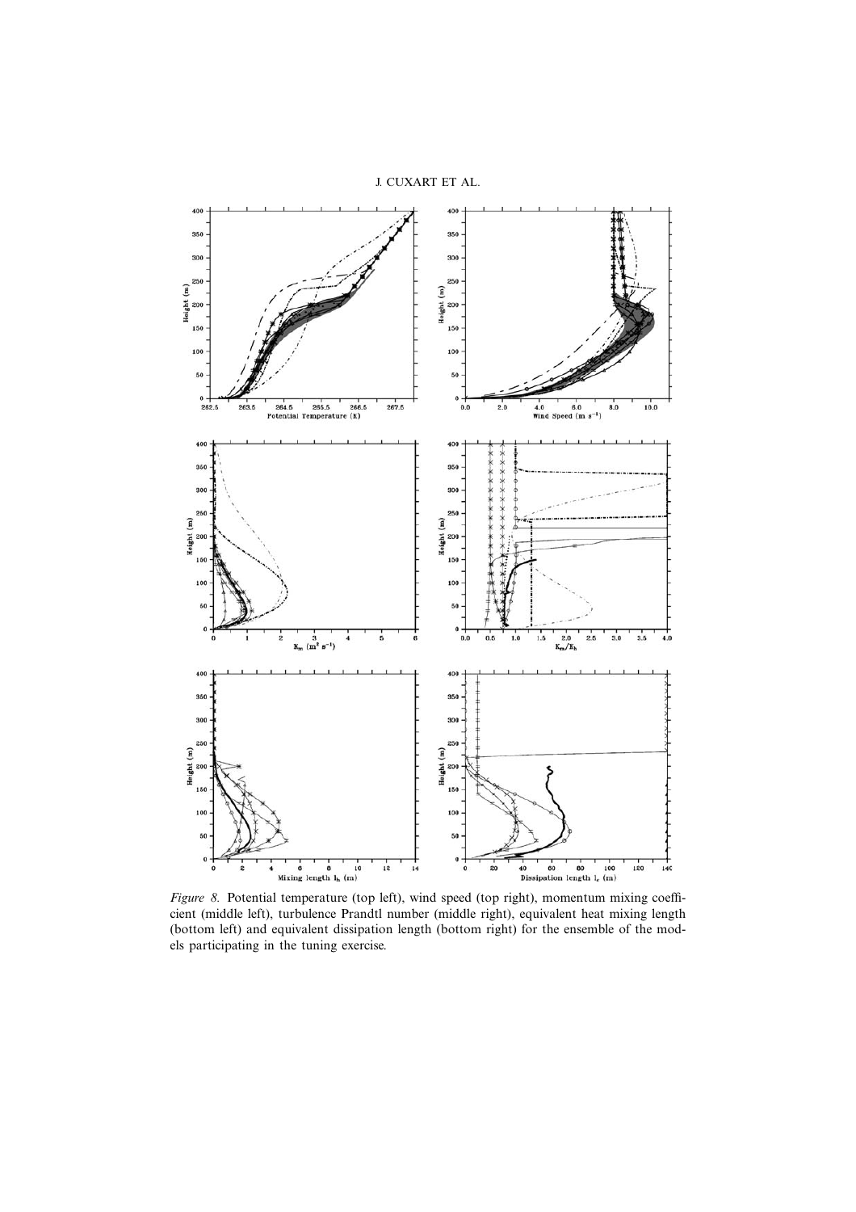*Figure 8.* Potential temperature (top left), wind speed (top right), momentum mixing coefficient (middle left), turbulence Prandtl number (middle right), equivalent heat mixing length (bottom left) and equivalent dissipation length (bottom right) for the ensemble of the models participating in the tuning exercise.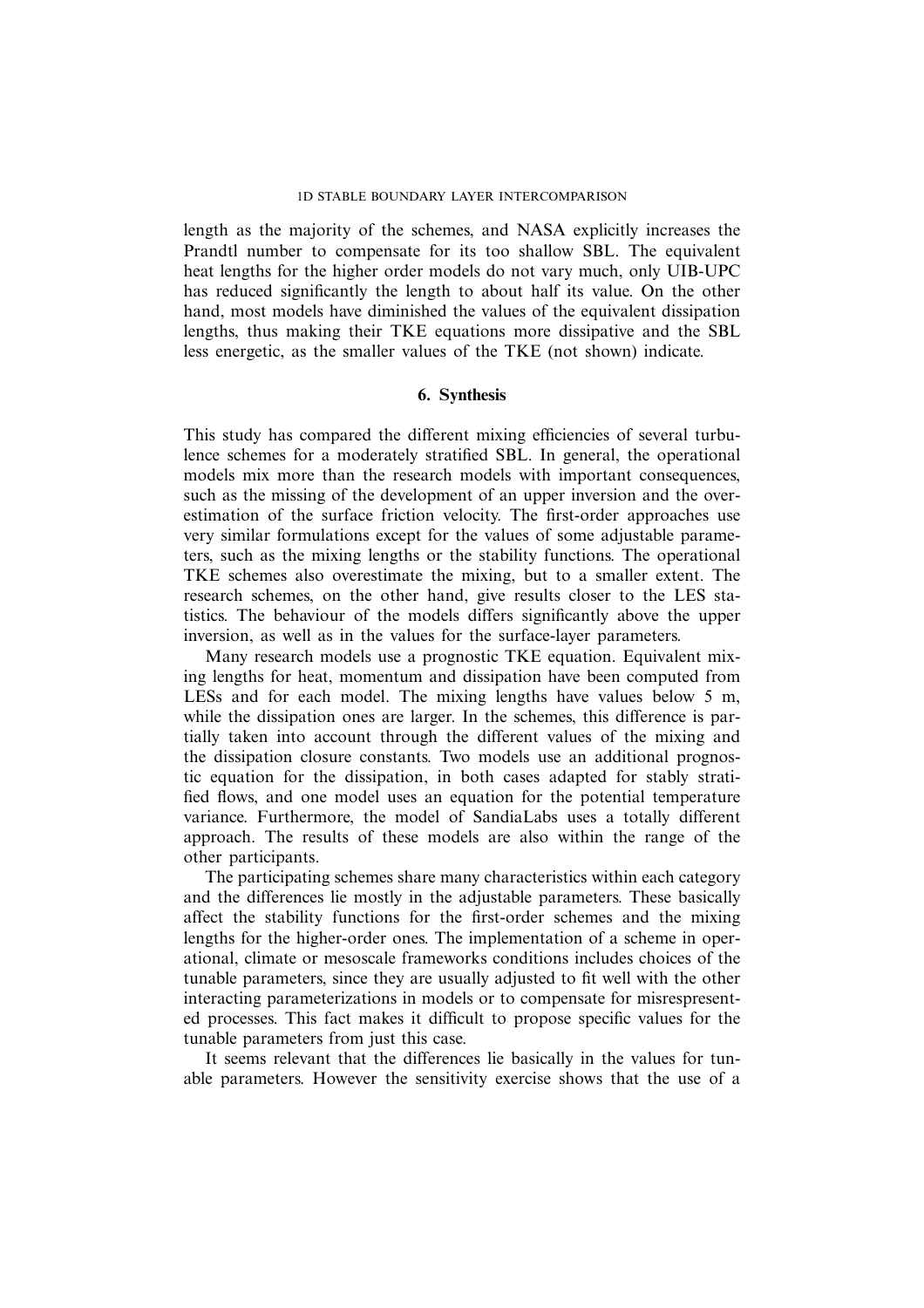length as the majority of the schemes, and NASA explicitly increases the Prandtl number to compensate for its too shallow SBL. The equivalent heat lengths for the higher order models do not vary much, only UIB-UPC has reduced significantly the length to about half its value. On the other hand, most models have diminished the values of the equivalent dissipation lengths, thus making their TKE equations more dissipative and the SBL less energetic, as the smaller values of the TKE (not shown) indicate.

## 6. Synthesis

This study has compared the different mixing efficiencies of several turbulence schemes for a moderately stratified SBL. In general, the operational models mix more than the research models with important consequences, such as the missing of the development of an upper inversion and the overestimation of the surface friction velocity. The first-order approaches use very similar formulations except for the values of some adjustable parameters, such as the mixing lengths or the stability functions. The operational TKE schemes also overestimate the mixing, but to a smaller extent. The research schemes, on the other hand, give results closer to the LES statistics. The behaviour of the models differs significantly above the upper inversion, as well as in the values for the surface-layer parameters.

Many research models use a prognostic TKE equation. Equivalent mixing lengths for heat, momentum and dissipation have been computed from LESs and for each model. The mixing lengths have values below 5 m, while the dissipation ones are larger. In the schemes, this difference is partially taken into account through the different values of the mixing and the dissipation closure constants. Two models use an additional prognostic equation for the dissipation, in both cases adapted for stably stratified flows, and one model uses an equation for the potential temperature variance. Furthermore, the model of SandiaLabs uses a totally different approach. The results of these models are also within the range of the other participants.

The participating schemes share many characteristics within each category and the differences lie mostly in the adjustable parameters. These basically affect the stability functions for the first-order schemes and the mixing lengths for the higher-order ones. The implementation of a scheme in operational, climate or mesoscale frameworks conditions includes choices of the tunable parameters, since they are usually adjusted to fit well with the other interacting parameterizations in models or to compensate for misrespresented processes. This fact makes it difficult to propose specific values for the tunable parameters from just this case.

It seems relevant that the differences lie basically in the values for tunable parameters. However the sensitivity exercise shows that the use of a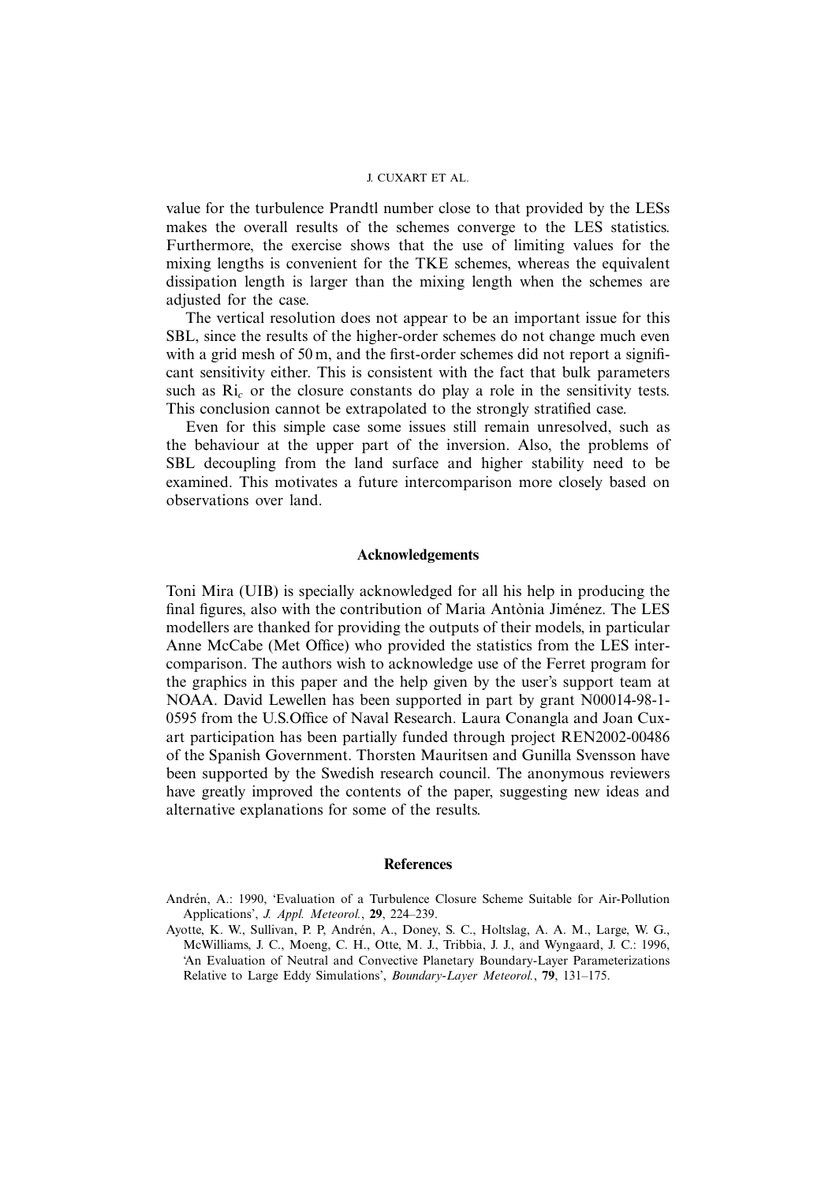value for the turbulence Prandtl number close to that provided by the LESs makes the overall results of the schemes converge to the LES statistics. Furthermore, the exercise shows that the use of limiting values for the mixing lengths is convenient for the TKE schemes, whereas the equivalent dissipation length is larger than the mixing length when the schemes are adjusted for the case.

The vertical resolution does not appear to be an important issue for this SBL, since the results of the higher-order schemes do not change much even with a grid mesh of 50 m, and the first-order schemes did not report a significant sensitivity either. This is consistent with the fact that bulk parameters such as $\mathrm{Ri}_c$ or the closure constants do play a role in the sensitivity tests. This conclusion cannot be extrapolated to the strongly stratified case.

Even for this simple case some issues still remain unresolved, such as the behaviour at the upper part of the inversion. Also, the problems of SBL decoupling from the land surface and higher stability need to be examined. This motivates a future intercomparison more closely based on observations over land.

## Acknowledgements

Toni Mira (UIB) is specially acknowledged for all his help in producing the final figures, also with the contribution of Maria Antònia Jiménez. The LES modellers are thanked for providing the outputs of their models, in particular Anne McCabe (Met Office) who provided the statistics from the LES intercomparison. The authors wish to acknowledge use of the Ferret program for the graphics in this paper and the help given by the user's support team at NOAA. David Lewellen has been supported in part by grant N00014-98-1-0595 from the U.S.Office of Naval Research. Laura Conangla and Joan Cuxart participation has been partially funded through project REN2002-00486 of the Spanish Government. Thorsten Mauritsen and Gunilla Svensson have been supported by the Swedish research council. The anonymous reviewers have greatly improved the contents of the paper, suggesting new ideas and alternative explanations for some of the results.

## References

Andrén, A.: 1990, 'Evaluation of a Turbulence Closure Scheme Suitable for Air-Pollution Applications', *J. Appl. Meteorol.*, **29**, 224–239.

Ayotte, K. W., Sullivan, P. P, Andrén, A., Doney, S. C., Holtslag, A. A. M., Large, W. G., McWilliams, J. C., Moeng, C. H., Otte, M. J., Tribbia, J. J., and Wyngaard, J. C.: 1996, 'An Evaluation of Neutral and Convective Planetary Boundary-Layer Parameterizations Relative to Large Eddy Simulations', *Boundary-Layer Meteorol.*, **79**, 131–175.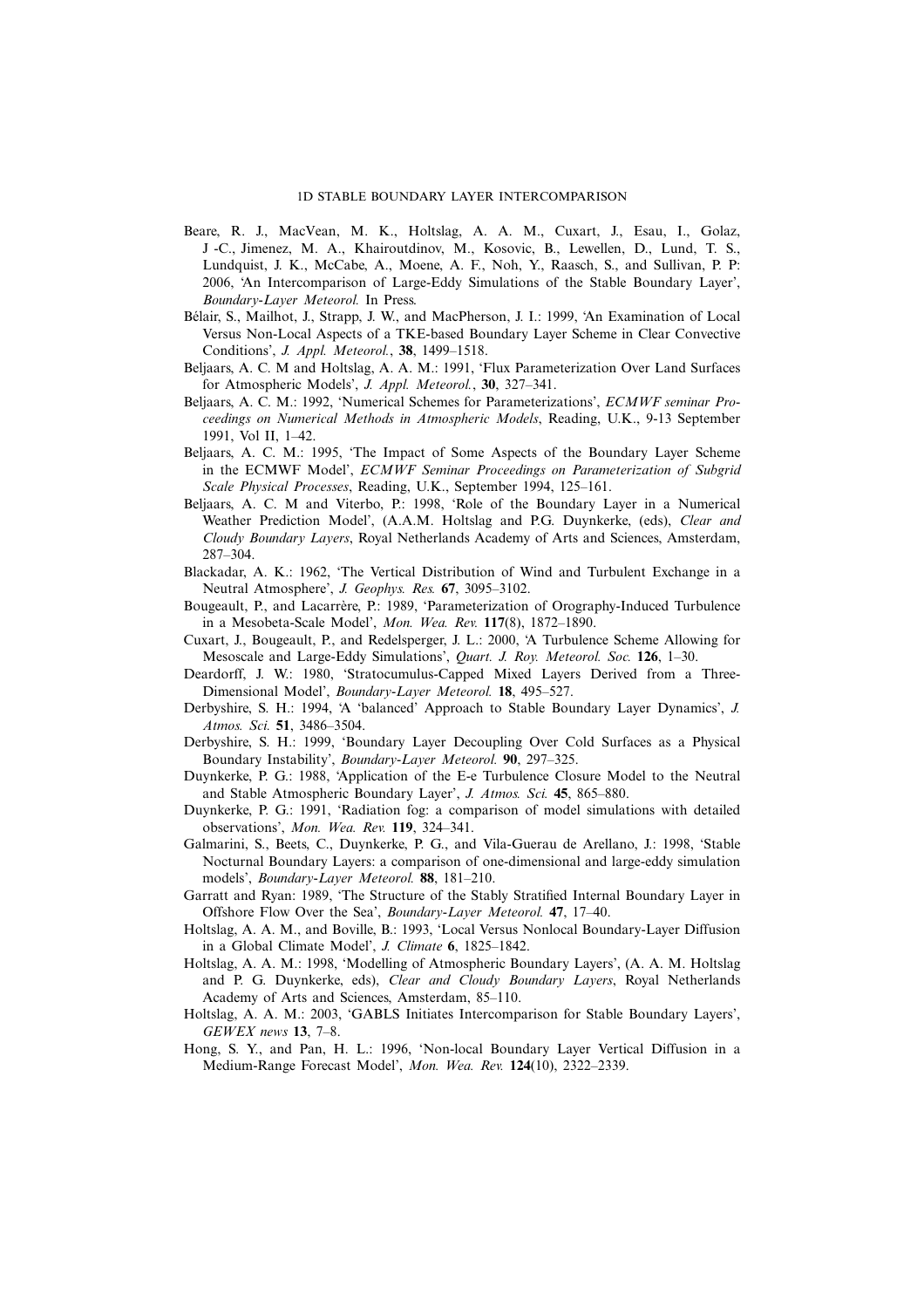Beare, R. J., MacVean, M. K., Holtslag, A. A. M., Cuxart, J., Esau, I., Golaz, J -C., Jimenez, M. A., Khairoutdinov, M., Kosovic, B., Lewellen, D., Lund, T. S., Lundquist, J. K., McCabe, A., Moene, A. F., Noh, Y., Raasch, S., and Sullivan, P. P: 2006, 'An Intercomparison of Large-Eddy Simulations of the Stable Boundary Layer', *Boundary-Layer Meteorol.* In Press.

Bélair, S., Mailhot, J., Strapp, J. W., and MacPherson, J. I.: 1999, 'An Examination of Local Versus Non-Local Aspects of a TKE-based Boundary Layer Scheme in Clear Convective Conditions', *J. Appl. Meteorol.*, **38**, 1499–1518.

Beljaars, A. C. M and Holtslag, A. A. M.: 1991, 'Flux Parameterization Over Land Surfaces for Atmospheric Models', *J. Appl. Meteorol.*, **30**, 327–341.

Beljaars, A. C. M.: 1992, 'Numerical Schemes for Parameterizations', *ECMWF seminar Proceedings on Numerical Methods in Atmospheric Models*, Reading, U.K., 9-13 September 1991, Vol II, 1–42.

Beljaars, A. C. M.: 1995, 'The Impact of Some Aspects of the Boundary Layer Scheme in the ECMWF Model', *ECMWF Seminar Proceedings on Parameterization of Subgrid Scale Physical Processes*, Reading, U.K., September 1994, 125–161.

Beljaars, A. C. M and Viterbo, P.: 1998, 'Role of the Boundary Layer in a Numerical Weather Prediction Model', (A.A.M. Holtslag and P.G. Duynkerke, (eds), *Clear and Cloudy Boundary Layers*, Royal Netherlands Academy of Arts and Sciences, Amsterdam, 287–304.

Blackadar, A. K.: 1962, 'The Vertical Distribution of Wind and Turbulent Exchange in a Neutral Atmosphere', *J. Geophys. Res.* **67**, 3095–3102.

Bougeault, P., and Lacarrère, P.: 1989, 'Parameterization of Orography-Induced Turbulence in a Mesobeta-Scale Model', *Mon. Wea. Rev.* **117**(8), 1872–1890.

Cuxart, J., Bougeault, P., and Redelsperger, J. L.: 2000, 'A Turbulence Scheme Allowing for Mesoscale and Large-Eddy Simulations', *Quart. J. Roy. Meteorol. Soc.* **126**, 1–30.

Deardorff, J. W.: 1980, 'Stratocumulus-Capped Mixed Layers Derived from a Three-Dimensional Model', *Boundary-Layer Meteorol.* **18**, 495–527.

Derbyshire, S. H.: 1994, 'A 'balanced' Approach to Stable Boundary Layer Dynamics', *J. Atmos. Sci.* **51**, 3486–3504.

Derbyshire, S. H.: 1999, 'Boundary Layer Decoupling Over Cold Surfaces as a Physical Boundary Instability', *Boundary-Layer Meteorol.* **90**, 297–325.

Duynkerke, P. G.: 1988, 'Application of the E-e Turbulence Closure Model to the Neutral and Stable Atmospheric Boundary Layer', *J. Atmos. Sci.* **45**, 865–880.

Duynkerke, P. G.: 1991, 'Radiation fog: a comparison of model simulations with detailed observations', *Mon. Wea. Rev.* **119**, 324–341.

Galmarini, S., Beets, C., Duynkerke, P. G., and Vila-Guerau de Arellano, J.: 1998, 'Stable Nocturnal Boundary Layers: a comparison of one-dimensional and large-eddy simulation models', *Boundary-Layer Meteorol.* **88**, 181–210.

Garratt and Ryan: 1989, 'The Structure of the Stably Stratified Internal Boundary Layer in Offshore Flow Over the Sea', *Boundary-Layer Meteorol.* **47**, 17–40.

Holtslag, A. A. M., and Boville, B.: 1993, 'Local Versus Nonlocal Boundary-Layer Diffusion in a Global Climate Model', *J. Climate* **6**, 1825–1842.

Holtslag, A. A. M.: 1998, 'Modelling of Atmospheric Boundary Layers', (A. A. M. Holtslag and P. G. Duynkerke, eds), *Clear and Cloudy Boundary Layers*, Royal Netherlands Academy of Arts and Sciences, Amsterdam, 85–110.

Holtslag, A. A. M.: 2003, 'GABLS Initiates Intercomparison for Stable Boundary Layers', *GEWEX news* **13**, 7–8.

Hong, S. Y., and Pan, H. L.: 1996, 'Non-local Boundary Layer Vertical Diffusion in a Medium-Range Forecast Model', *Mon. Wea. Rev.* **124**(10), 2322–2339.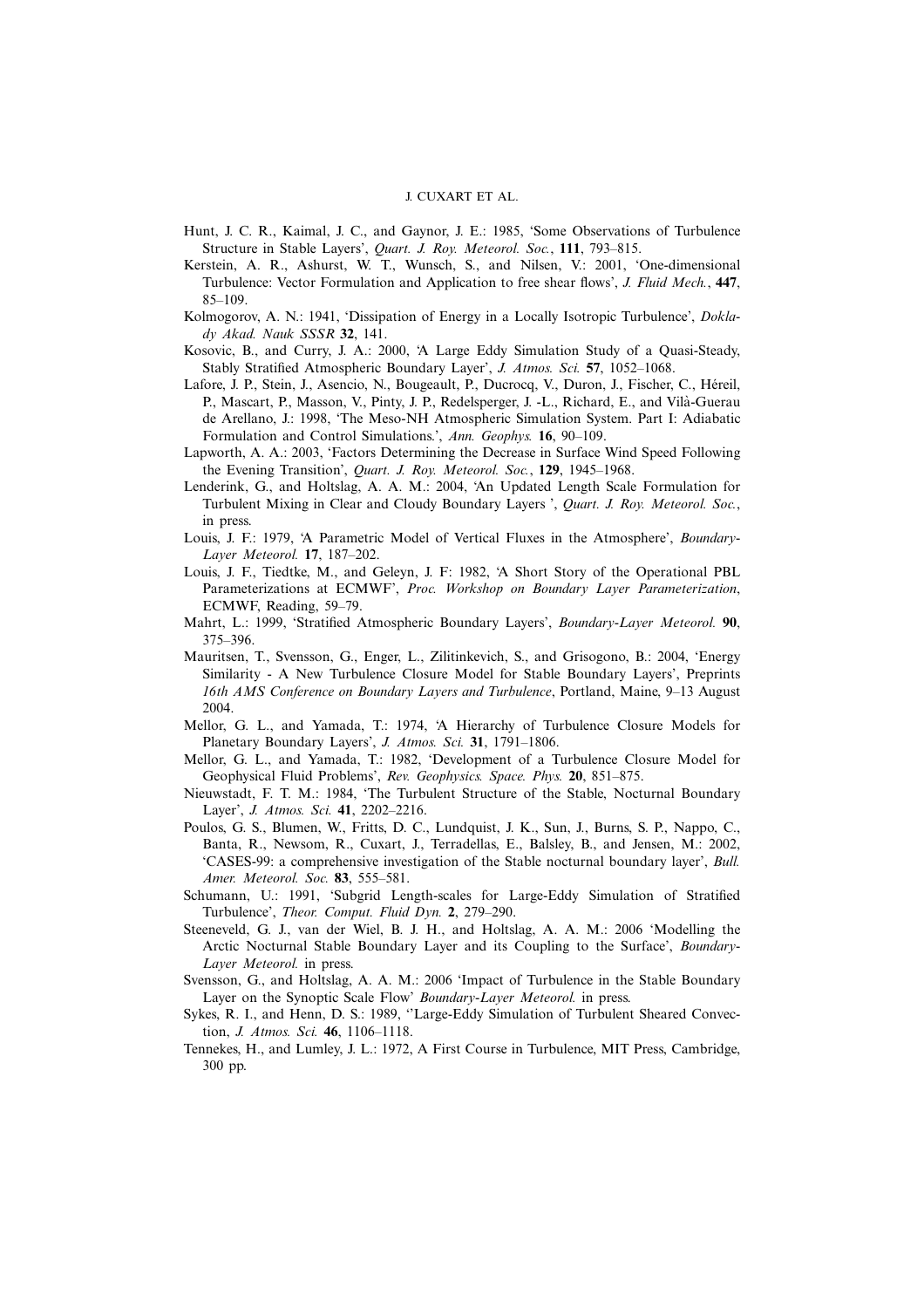Hunt, J. C. R., Kaimal, J. C., and Gaynor, J. E.: 1985, 'Some Observations of Turbulence Structure in Stable Layers', *Quart. J. Roy. Meteorol. Soc.*, **111**, 793–815.

Kerstein, A. R., Ashurst, W. T., Wunsch, S., and Nilsen, V.: 2001, 'One-dimensional Turbulence: Vector Formulation and Application to free shear flows', *J. Fluid Mech.*, **447**, 85–109.

Kolmogorov, A. N.: 1941, 'Dissipation of Energy in a Locally Isotropic Turbulence', *Doklady Akad. Nauk SSSR* **32**, 141.

Kosovic, B., and Curry, J. A.: 2000, 'A Large Eddy Simulation Study of a Quasi-Steady, Stably Stratified Atmospheric Boundary Layer', *J. Atmos. Sci.* **57**, 1052–1068.

Lafore, J. P., Stein, J., Asencio, N., Bougeault, P., Ducrocq, V., Duron, J., Fischer, C., Héreil, P., Mascart, P., Masson, V., Pinty, J. P., Redelsperger, J. -L., Richard, E., and Vilà-Guerau de Arellano, J.: 1998, 'The Meso-NH Atmospheric Simulation System. Part I: Adiabatic Formulation and Control Simulations.', *Ann. Geophys.* **16**, 90–109.

Lapworth, A. A.: 2003, 'Factors Determining the Decrease in Surface Wind Speed Following the Evening Transition', *Quart. J. Roy. Meteorol. Soc.*, **129**, 1945–1968.

Lenderink, G., and Holtslag, A. A. M.: 2004, 'An Updated Length Scale Formulation for Turbulent Mixing in Clear and Cloudy Boundary Layers ', *Quart. J. Roy. Meteorol. Soc.*, in press.

Louis, J. F.: 1979, 'A Parametric Model of Vertical Fluxes in the Atmosphere', *Boundary-Layer Meteorol.* **17**, 187–202.

Louis, J. F., Tiedtke, M., and Geleyn, J. F: 1982, 'A Short Story of the Operational PBL Parameterizations at ECMWF', *Proc. Workshop on Boundary Layer Parameterization*, ECMWF, Reading, 59–79.

Mahrt, L.: 1999, 'Stratified Atmospheric Boundary Layers', *Boundary-Layer Meteorol.* **90**, 375–396.

Mauritsen, T., Svensson, G., Enger, L., Zilitinkevich, S., and Grisogono, B.: 2004, 'Energy Similarity - A New Turbulence Closure Model for Stable Boundary Layers', Preprints *16th AMS Conference on Boundary Layers and Turbulence*, Portland, Maine, 9–13 August 2004.

Mellor, G. L., and Yamada, T.: 1974, 'A Hierarchy of Turbulence Closure Models for Planetary Boundary Layers', *J. Atmos. Sci.* **31**, 1791–1806.

Mellor, G. L., and Yamada, T.: 1982, 'Development of a Turbulence Closure Model for Geophysical Fluid Problems', *Rev. Geophysics. Space. Phys.* **20**, 851–875.

Nieuwstadt, F. T. M.: 1984, 'The Turbulent Structure of the Stable, Nocturnal Boundary Layer', *J. Atmos. Sci.* **41**, 2202–2216.

Poulos, G. S., Blumen, W., Fritts, D. C., Lundquist, J. K., Sun, J., Burns, S. P., Nappo, C., Banta, R., Newsom, R., Cuxart, J., Terradellas, E., Balsley, B., and Jensen, M.: 2002, 'CASES-99: a comprehensive investigation of the Stable nocturnal boundary layer', *Bull. Amer. Meteorol. Soc.* **83**, 555–581.

Schumann, U.: 1991, 'Subgrid Length-scales for Large-Eddy Simulation of Stratified Turbulence', *Theor. Comput. Fluid Dyn.* **2**, 279–290.

Steeneveld, G. J., van der Wiel, B. J. H., and Holtslag, A. A. M.: 2006 'Modelling the Arctic Nocturnal Stable Boundary Layer and its Coupling to the Surface', *Boundary-Layer Meteorol.* in press.

Svensson, G., and Holtslag, A. A. M.: 2006 'Impact of Turbulence in the Stable Boundary Layer on the Synoptic Scale Flow' *Boundary-Layer Meteorol.* in press.

Sykes, R. I., and Henn, D. S.: 1989, ''Large-Eddy Simulation of Turbulent Sheared Convection, *J. Atmos. Sci.* **46**, 1106–1118.

Tennekes, H., and Lumley, J. L.: 1972, A First Course in Turbulence, MIT Press, Cambridge, 300 pp.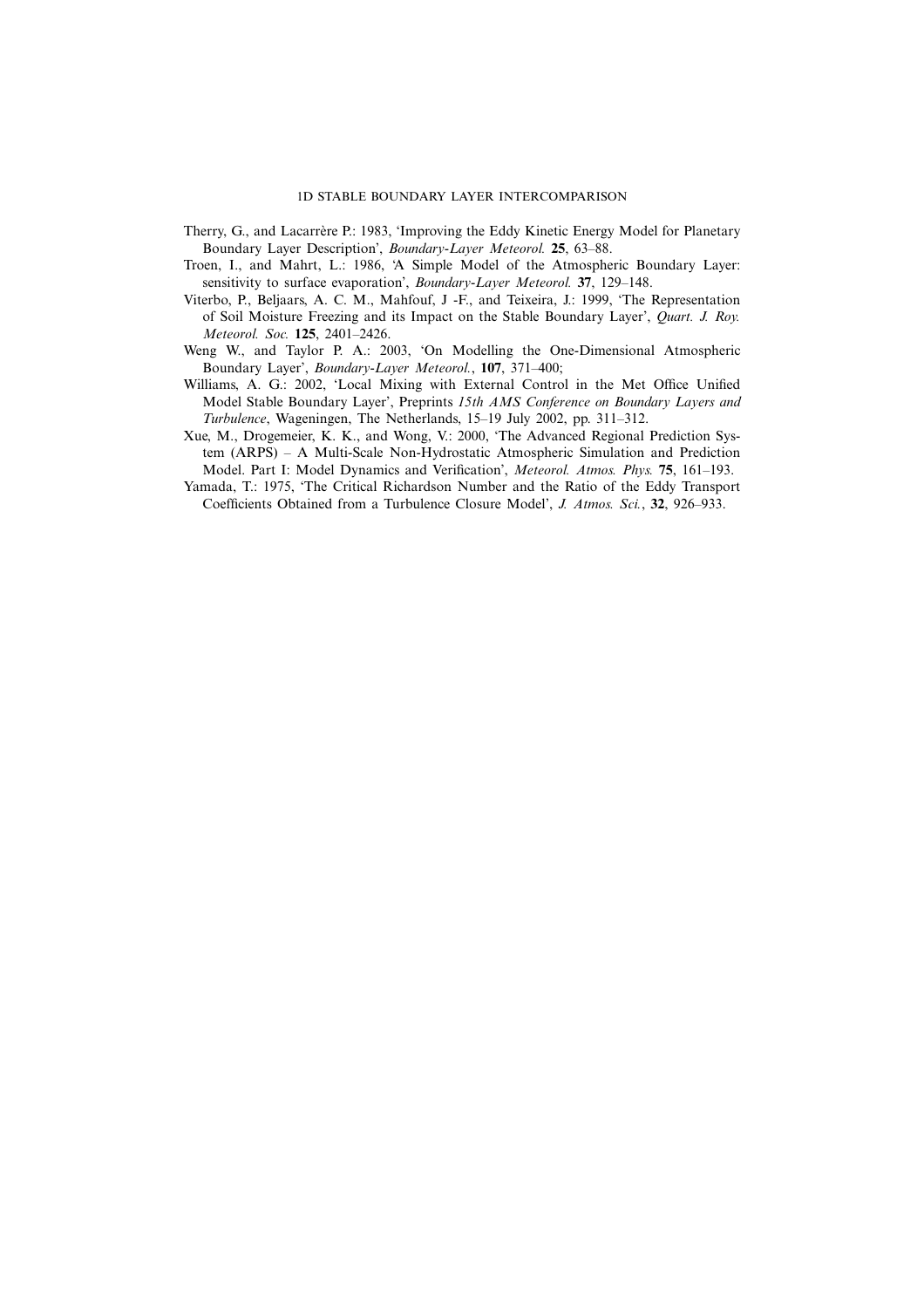Therry, G., and Lacarrère P.: 1983, 'Improving the Eddy Kinetic Energy Model for Planetary Boundary Layer Description', *Boundary-Layer Meteorol.* **25**, 63–88.

Troen, I., and Mahrt, L.: 1986, 'A Simple Model of the Atmospheric Boundary Layer: sensitivity to surface evaporation', *Boundary-Layer Meteorol.* **37**, 129–148.

Viterbo, P., Beljaars, A. C. M., Mahfouf, J -F., and Teixeira, J.: 1999, 'The Representation of Soil Moisture Freezing and its Impact on the Stable Boundary Layer', *Quart. J. Roy. Meteorol. Soc.* **125**, 2401–2426.

Weng W., and Taylor P. A.: 2003, 'On Modelling the One-Dimensional Atmospheric Boundary Layer', *Boundary-Layer Meteorol.*, **107**, 371–400;

Williams, A. G.: 2002, 'Local Mixing with External Control in the Met Office Unified Model Stable Boundary Layer', Preprints *15th AMS Conference on Boundary Layers and Turbulence*, Wageningen, The Netherlands, 15–19 July 2002, pp. 311–312.

Xue, M., Drogemeier, K. K., and Wong, V.: 2000, 'The Advanced Regional Prediction System (ARPS) – A Multi-Scale Non-Hydrostatic Atmospheric Simulation and Prediction Model. Part I: Model Dynamics and Verification', *Meteorol. Atmos. Phys.* **75**, 161–193.

Yamada, T.: 1975, 'The Critical Richardson Number and the Ratio of the Eddy Transport Coefficients Obtained from a Turbulence Closure Model', *J. Atmos. Sci.*, **32**, 926–933.